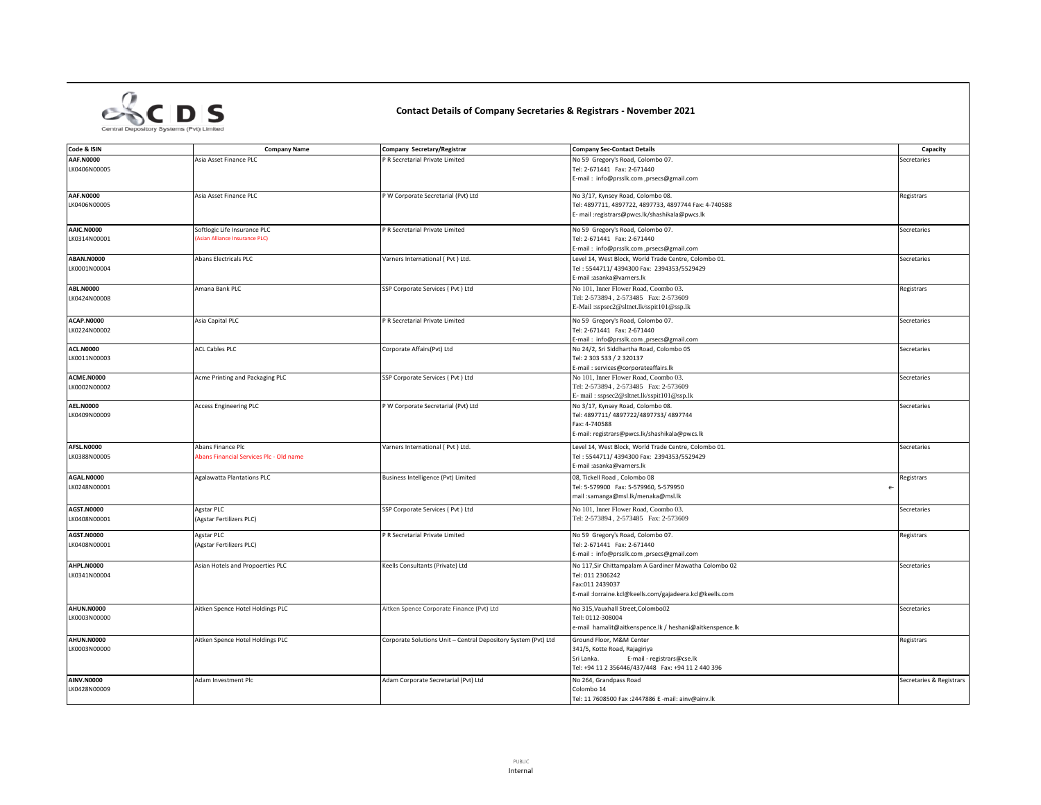CDS
Central Depository Systems (Pvt) Limited

# Contact Details of Company Secretaries & Registrars - November 2021

| Code & ISIN | Company Name | Company Secretary/Registrar | Company Sec-Contact Details | Capacity |
|---|---|---|---|---|
| **AAF.N0000** LK0406N00005 | Asia Asset Finance PLC | P R Secretarial Private Limited | No 59 Gregory's Road, Colombo 07. Tel: 2-671441 Fax: 2-671440 E-mail : info@prsslk.com ,prsecs@gmail.com | Secretaries |
| **AAF.N0000** LK0406N00005 | Asia Asset Finance PLC | P W Corporate Secretarial (Pvt) Ltd | No 3/17, Kynsey Road, Colombo 08. Tel: 4897711, 4897722, 4897733, 4897744 Fax: 4-740588 E- mail :registrars@pwcs.lk/shashikala@pwcs.lk | Registrars |
| **AAIC.N0000** LK0314N00001 | Softlogic Life Insurance PLC (Asian Alliance Insurance PLC) | P R Secretarial Private Limited | No 59 Gregory's Road, Colombo 07. Tel: 2-671441 Fax: 2-671440 E-mail : info@prsslk.com ,prsecs@gmail.com | Secretaries |
| **ABAN.N0000** LK0001N00004 | Abans Electricals PLC | Varners International ( Pvt ) Ltd. | Level 14, West Block, World Trade Centre, Colombo 01. Tel : 5544711/ 4394300 Fax: 2394353/5529429 E-mail :asanka@varners.lk | Secretaries |
| **ABL.N0000** LK0424N00008 | Amana Bank PLC | SSP Corporate Services ( Pvt ) Ltd | No 101, Inner Flower Road, Coombo 03. Tel: 2-573894 , 2-573485 Fax: 2-573609 E-Mail :sspsec2@sltnet.lk/sspit101@ssp.lk | Registrars |
| **ACAP.N0000** LK0224N00002 | Asia Capital PLC | P R Secretarial Private Limited | No 59 Gregory's Road, Colombo 07. Tel: 2-671441 Fax: 2-671440 E-mail : info@prsslk.com ,prsecs@gmail.com | Secretaries |
| **ACL.N0000** LK0011N00003 | ACL Cables PLC | Corporate Affairs(Pvt) Ltd | No 24/2, Sri Siddhartha Road, Colombo 05 Tel: 2 303 533 / 2 320137 E-mail : services@corporateaffairs.lk | Secretaries |
| **ACME.N0000** LK0002N00002 | Acme Printing and Packaging PLC | SSP Corporate Services ( Pvt ) Ltd | No 101, Inner Flower Road, Coombo 03. Tel: 2-573894 , 2-573485 Fax: 2-573609 E- mail : sspsec2@sltnet.lk/sspit101@ssp.lk | Secretaries |
| **AEL.N0000** LK0409N00009 | Access Engineering PLC | P W Corporate Secretarial (Pvt) Ltd | No 3/17, Kynsey Road, Colombo 08. Tel: 4897711/ 4897722/4897733/ 4897744 Fax: 4-740588 E-mail: registrars@pwcs.lk/shashikala@pwcs.lk | Secretaries |
| **AFSL.N0000** LK0388N00005 | Abans Finance Plc Abans Financial Services Plc - Old name | Varners International ( Pvt ) Ltd. | Level 14, West Block, World Trade Centre, Colombo 01. Tel : 5544711/ 4394300 Fax: 2394353/5529429 E-mail :asanka@varners.lk | Secretaries |
| **AGAL.N0000** LK0248N00001 | Agalawatta Plantations PLC | Business Intelligence (Pvt) Limited | 08, Tickell Road , Colombo 08 Tel: 5-579900 Fax: 5-579960, 5-579950 e-mail :samanga@msl.lk/menaka@msl.lk | Registrars |
| **AGST.N0000** LK0408N00001 | Agstar PLC (Agstar Fertilizers PLC) | SSP Corporate Services ( Pvt ) Ltd | No 101, Inner Flower Road, Coombo 03. Tel: 2-573894 , 2-573485 Fax: 2-573609 | Secretaries |
| **AGST.N0000** LK0408N00001 | Agstar PLC (Agstar Fertilizers PLC) | P R Secretarial Private Limited | No 59 Gregory's Road, Colombo 07. Tel: 2-671441 Fax: 2-671440 E-mail : info@prsslk.com ,prsecs@gmail.com | Registrars |
| **AHPL.N0000** LK0341N00004 | Asian Hotels and Propoerties PLC | Keells Consultants (Private) Ltd | No 117,Sir Chittampalam A Gardiner Mawatha Colombo 02 Tel: 011 2306242 Fax:011 2439037 E-mail :lorraine.kcl@keells.com/gajadeera.kcl@keells.com | Secretaries |
| **AHUN.N0000** LK0003N00000 | Aitken Spence Hotel Holdings PLC | Aitken Spence Corporate Finance (Pvt) Ltd | No 315,Vauxhall Street,Colombo02 Tell: 0112-308004 e-mail hamalit@aitkenspence.lk / heshani@aitkenspence.lk | Secretaries |
| **AHUN.N0000** LK0003N00000 | Aitken Spence Hotel Holdings PLC | Corporate Solutions Unit – Central Depository System (Pvt) Ltd | Ground Floor, M&M Center 341/5, Kotte Road, Rajagiriya Sri Lanka. E-mail - registrars@cse.lk Tel: +94 11 2 356446/437/448 Fax: +94 11 2 440 396 | Registrars |
| **AINV.N0000** LK0428N00009 | Adam Investment Plc | Adam Corporate Secretarial (Pvt) Ltd | No 264, Grandpass Road Colombo 14 Tel: 11 7608500 Fax :2447886 E -mail: ainv@ainv.lk | Secretaries & Registrars |

PUBLIC
Internal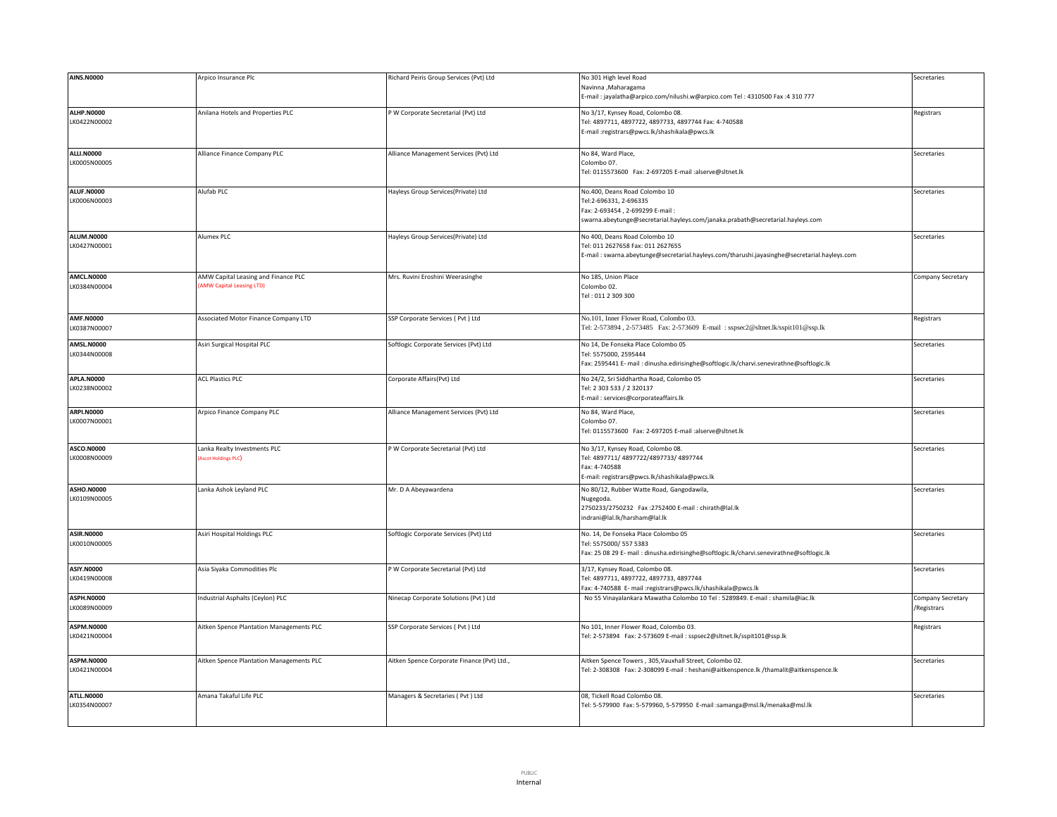| | | | | |
|---|---|---|---|---|
| **AINS.N0000** | Arpico Insurance Plc | Richard Peiris Group Services (Pvt) Ltd | No 301 High level Road<br>Navinna ,Maharagama<br>E-mail : jayalatha@arpico.com/nilushi.w@arpico.com Tel : 4310500 Fax :4 310 777 | Secretaries |
| **ALHP.N0000**<br>LK0422N00002 | Anilana Hotels and Properties PLC | P W Corporate Secretarial (Pvt) Ltd | No 3/17, Kynsey Road, Colombo 08.<br>Tel: 4897711, 4897722, 4897733, 4897744 Fax: 4-740588<br>E-mail :registrars@pwcs.lk/shashikala@pwcs.lk | Registrars |
| **ALLI.N0000**<br>LK0005N00005 | Alliance Finance Company PLC | Alliance Management Services (Pvt) Ltd | No 84, Ward Place,<br>Colombo 07.<br>Tel: 0115573600 Fax: 2-697205 E-mail :alserve@sltnet.lk | Secretaries |
| **ALUF.N0000**<br>LK0006N00003 | Alufab PLC | Hayleys Group Services(Private) Ltd | No.400, Deans Road Colombo 10<br>Tel:2-696331, 2-696335<br>Fax: 2-693454 , 2-699299 E-mail :<br>swarna.abeytunge@secretarial.hayleys.com/janaka.prabath@secretarial.hayleys.com | Secretaries |
| **ALUM.N0000**<br>LK0427N00001 | Alumex PLC | Hayleys Group Services(Private) Ltd | No 400, Deans Road Colombo 10<br>Tel: 011 2627658 Fax: 011 2627655<br>E-mail : swarna.abeytunge@secretarial.hayleys.com/tharushi.jayasinghe@secretarial.hayleys.com | Secretaries |
| **AMCL.N0000**<br>LK0384N00004 | AMW Capital Leasing and Finance PLC<br>(AMW Capital Leasing LTD) | Mrs. Ruvini Eroshini Weerasinghe | No 185, Union Place<br>Colombo 02.<br>Tel : 011 2 309 300 | Company Secretary |
| **AMF.N0000**<br>LK0387N00007 | Associated Motor Finance Company LTD | SSP Corporate Services ( Pvt ) Ltd | No.101, Inner Flower Road, Colombo 03.<br>Tel: 2-573894 , 2-573485 Fax: 2-573609 E-mail : sspsec2@sltnet.lk/sspit101@ssp.lk | Registrars |
| **AMSL.N0000**<br>LK0344N00008 | Asiri Surgical Hospital PLC | Softlogic Corporate Services (Pvt) Ltd | No 14, De Fonseka Place Colombo 05<br>Tel: 5575000, 2595444<br>Fax: 2595441 E- mail : dinusha.edirisinghe@softlogic.lk/charvi.senevirathne@softlogic.lk | Secretaries |
| **APLA.N0000**<br>LK0238N00002 | ACL Plastics PLC | Corporate Affairs(Pvt) Ltd | No 24/2, Sri Siddhartha Road, Colombo 05<br>Tel: 2 303 533 / 2 320137<br>E-mail : services@corporateaffairs.lk | Secretaries |
| **ARPI.N0000**<br>LK0007N00001 | Arpico Finance Company PLC | Alliance Management Services (Pvt) Ltd | No 84, Ward Place,<br>Colombo 07.<br>Tel: 0115573600 Fax: 2-697205 E-mail :alserve@sltnet.lk | Secretaries |
| **ASCO.N0000**<br>LK0008N00009 | Lanka Realty Investments PLC<br>(Ascot Holdings PLC) | P W Corporate Secretarial (Pvt) Ltd | No 3/17, Kynsey Road, Colombo 08.<br>Tel: 4897711/ 4897722/4897733/ 4897744<br>Fax: 4-740588<br>E-mail: registrars@pwcs.lk/shashikala@pwcs.lk | Secretaries |
| **ASHO.N0000**<br>LK0109N00005 | Lanka Ashok Leyland PLC | Mr. D A Abeyawardena | No 80/12, Rubber Watte Road, Gangodawila,<br>Nugegoda.<br>2750233/2750232 Fax :2752400 E-mail : chirath@lal.lk<br>indrani@lal.lk/harsham@lal.lk | Secretaries |
| **ASIR.N0000**<br>LK0010N00005 | Asiri Hospital Holdings PLC | Softlogic Corporate Services (Pvt) Ltd | No. 14, De Fonseka Place Colombo 05<br>Tel: 5575000/ 557 5383<br>Fax: 25 08 29 E- mail : dinusha.edirisinghe@softlogic.lk/charvi.senevirathne@softlogic.lk | Secretaries |
| **ASIY.N0000**<br>LK0419N00008 | Asia Siyaka Commodities Plc | P W Corporate Secretarial (Pvt) Ltd | 3/17, Kynsey Road, Colombo 08.<br>Tel: 4897711, 4897722, 4897733, 4897744<br>Fax: 4-740588 E- mail :registrars@pwcs.lk/shashikala@pwcs.lk | Secretaries |
| **ASPH.N0000**<br>LK0089N00009 | Industrial Asphalts (Ceylon) PLC | Ninecap Corporate Solutions (Pvt ) Ltd | No 55 Vinayalankara Mawatha Colombo 10 Tel : 5289849. E-mail : shamila@iac.lk | Company Secretary<br>/Registrars |
| **ASPM.N0000**<br>LK0421N00004 | Aitken Spence Plantation Managements PLC | SSP Corporate Services ( Pvt ) Ltd | No 101, Inner Flower Road, Colombo 03.<br>Tel: 2-573894 Fax: 2-573609 E-mail : sspsec2@sltnet.lk/sspit101@ssp.lk | Registrars |
| **ASPM.N0000**<br>LK0421N00004 | Aitken Spence Plantation Managements PLC | Aitken Spence Corporate Finance (Pvt) Ltd., | Aitken Spence Towers , 305,Vauxhall Street, Colombo 02.<br>Tel: 2-308308 Fax: 2-308099 E-mail : heshani@aitkenspence.lk /thamalit@aitkenspence.lk | Secretaries |
| **ATLL.N0000**<br>LK0354N00007 | Amana Takaful Life PLC | Managers & Secretaries ( Pvt ) Ltd | 08, Tickell Road Colombo 08.<br>Tel: 5-579900 Fax: 5-579960, 5-579950 E-mail :samanga@msl.lk/menaka@msl.lk | Secretaries |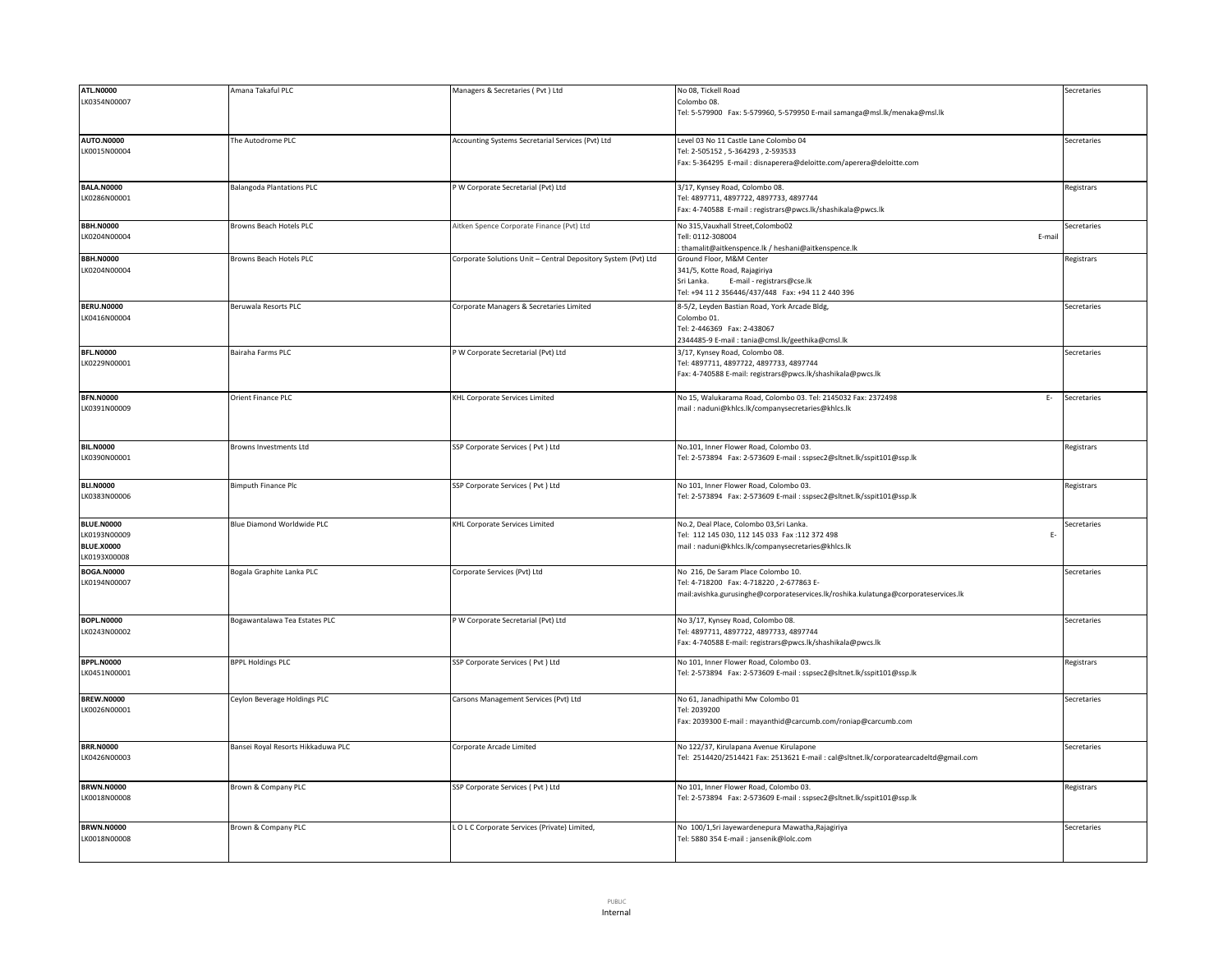| | | | | |
|---|---|---|---|---|
| **ATL.N0000**<br>LK0354N00007 | Amana Takaful PLC | Managers & Secretaries ( Pvt ) Ltd | No 08, Tickell Road<br>Colombo 08.<br>Tel: 5-579900 Fax: 5-579960, 5-579950 E-mail samanga@msl.lk/menaka@msl.lk | Secretaries |
| **AUTO.N0000**<br>LK0015N00004 | The Autodrome PLC | Accounting Systems Secretarial Services (Pvt) Ltd | Level 03 No 11 Castle Lane Colombo 04<br>Tel: 2-505152 , 5-364293 , 2-593533<br>Fax: 5-364295 E-mail : disnaperera@deloitte.com/aperera@deloitte.com | Secretaries |
| **BALA.N0000**<br>LK0286N00001 | Balangoda Plantations PLC | P W Corporate Secretarial (Pvt) Ltd | 3/17, Kynsey Road, Colombo 08.<br>Tel: 4897711, 4897722, 4897733, 4897744<br>Fax: 4-740588 E-mail : registrars@pwcs.lk/shashikala@pwcs.lk | Registrars |
| **BBH.N0000**<br>LK0204N00004 | Browns Beach Hotels PLC | Aitken Spence Corporate Finance (Pvt) Ltd | No 315,Vauxhall Street,Colombo02<br>Tell: 0112-308004 E-mail<br>: thamalit@aitkenspence.lk / heshani@aitkenspence.lk | Secretaries |
| **BBH.N0000**<br>LK0204N00004 | Browns Beach Hotels PLC | Corporate Solutions Unit – Central Depository System (Pvt) Ltd | Ground Floor, M&M Center<br>341/5, Kotte Road, Rajagiriya<br>Sri Lanka. E-mail - registrars@cse.lk<br>Tel: +94 11 2 356446/437/448 Fax: +94 11 2 440 396 | Registrars |
| **BERU.N0000**<br>LK0416N00004 | Beruwala Resorts PLC | Corporate Managers & Secretaries Limited | 8-5/2, Leyden Bastian Road, York Arcade Bldg,<br>Colombo 01.<br>Tel: 2-446369 Fax: 2-438067<br>2344485-9 E-mail : tania@cmsl.lk/geethika@cmsl.lk | Secretaries |
| **BFL.N0000**<br>LK0229N00001 | Bairaha Farms PLC | P W Corporate Secretarial (Pvt) Ltd | 3/17, Kynsey Road, Colombo 08.<br>Tel: 4897711, 4897722, 4897733, 4897744<br>Fax: 4-740588 E-mail: registrars@pwcs.lk/shashikala@pwcs.lk | Secretaries |
| **BFN.N0000**<br>LK0391N00009 | Orient Finance PLC | KHL Corporate Services Limited | No 15, Walukarama Road, Colombo 03. Tel: 2145032 Fax: 2372498 E-mail : naduni@khlcs.lk/companysecretaries@khlcs.lk | Secretaries |
| **BIL.N0000**<br>LK0390N00001 | Browns Investments Ltd | SSP Corporate Services ( Pvt ) Ltd | No.101, Inner Flower Road, Colombo 03.<br>Tel: 2-573894 Fax: 2-573609 E-mail : sspsec2@sltnet.lk/sspit101@ssp.lk | Registrars |
| **BLI.N0000**<br>LK0383N00006 | Bimputh Finance Plc | SSP Corporate Services ( Pvt ) Ltd | No 101, Inner Flower Road, Colombo 03.<br>Tel: 2-573894 Fax: 2-573609 E-mail : sspsec2@sltnet.lk/sspit101@ssp.lk | Registrars |
| **BLUE.N0000**<br>LK0193N00009<br>**BLUE.X0000**<br>LK0193X00008 | Blue Diamond Worldwide PLC | KHL Corporate Services Limited | No.2, Deal Place, Colombo 03,Sri Lanka.<br>Tel: 112 145 030, 112 145 033 Fax :112 372 498 E-mail : naduni@khlcs.lk/companysecretaries@khlcs.lk | Secretaries |
| **BOGA.N0000**<br>LK0194N00007 | Bogala Graphite Lanka PLC | Corporate Services (Pvt) Ltd | No 216, De Saram Place Colombo 10.<br>Tel: 4-718200 Fax: 4-718220 , 2-677863 E-mail:avishka.gurusinghe@corporateservices.lk/roshika.kulatunga@corporateservices.lk | Secretaries |
| **BOPL.N0000**<br>LK0243N00002 | Bogawantalawa Tea Estates PLC | P W Corporate Secretarial (Pvt) Ltd | No 3/17, Kynsey Road, Colombo 08.<br>Tel: 4897711, 4897722, 4897733, 4897744<br>Fax: 4-740588 E-mail: registrars@pwcs.lk/shashikala@pwcs.lk | Secretaries |
| **BPPL.N0000**<br>LK0451N00001 | BPPL Holdings PLC | SSP Corporate Services ( Pvt ) Ltd | No 101, Inner Flower Road, Colombo 03.<br>Tel: 2-573894 Fax: 2-573609 E-mail : sspsec2@sltnet.lk/sspit101@ssp.lk | Registrars |
| **BREW.N0000**<br>LK0026N00001 | Ceylon Beverage Holdings PLC | Carsons Management Services (Pvt) Ltd | No 61, Janadhipathi Mw Colombo 01<br>Tel: 2039200<br>Fax: 2039300 E-mail : mayanthid@carcumb.com/roniap@carcumb.com | Secretaries |
| **BRR.N0000**<br>LK0426N00003 | Bansei Royal Resorts Hikkaduwa PLC | Corporate Arcade Limited | No 122/37, Kirulapana Avenue Kirulapone<br>Tel: 2514420/2514421 Fax: 2513621 E-mail : cal@sltnet.lk/corporatearcadeltd@gmail.com | Secretaries |
| **BRWN.N0000**<br>LK0018N00008 | Brown & Company PLC | SSP Corporate Services ( Pvt ) Ltd | No 101, Inner Flower Road, Colombo 03.<br>Tel: 2-573894 Fax: 2-573609 E-mail : sspsec2@sltnet.lk/sspit101@ssp.lk | Registrars |
| **BRWN.N0000**<br>LK0018N00008 | Brown & Company PLC | L O L C Corporate Services (Private) Limited, | No 100/1,Sri Jayewardenepura Mawatha,Rajagiriya<br>Tel: 5880 354 E-mail : jansenik@lolc.com | Secretaries |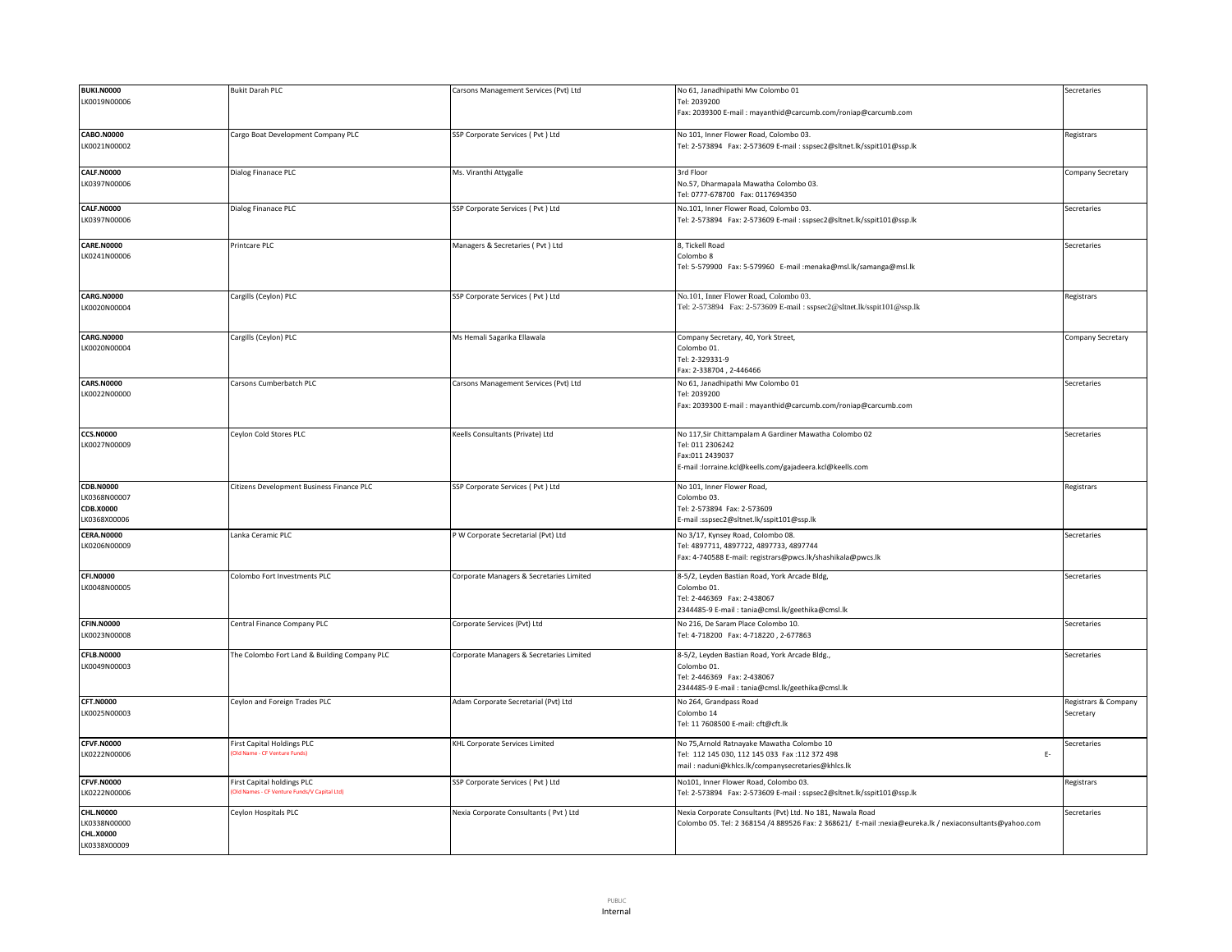| | | | | |
|---|---|---|---|---|
| **BUKI.N0000**<br>LK0019N00006 | Bukit Darah PLC | Carsons Management Services (Pvt) Ltd | No 61, Janadhipathi Mw Colombo 01<br>Tel: 2039200<br>Fax: 2039300 E-mail : mayanthid@carcumb.com/roniap@carcumb.com | Secretaries |
| **CABO.N0000**<br>LK0021N00002 | Cargo Boat Development Company PLC | SSP Corporate Services ( Pvt ) Ltd | No 101, Inner Flower Road, Colombo 03.<br>Tel: 2-573894 Fax: 2-573609 E-mail : sspsec2@sltnet.lk/sspit101@ssp.lk | Registrars |
| **CALF.N0000**<br>LK0397N00006 | Dialog Finanace PLC | Ms. Viranthi Attygalle | 3rd Floor<br>No.57, Dharmapala Mawatha Colombo 03.<br>Tel: 0777-678700 Fax: 0117694350 | Company Secretary |
| **CALF.N0000**<br>LK0397N00006 | Dialog Finanace PLC | SSP Corporate Services ( Pvt ) Ltd | No.101, Inner Flower Road, Colombo 03.<br>Tel: 2-573894 Fax: 2-573609 E-mail : sspsec2@sltnet.lk/sspit101@ssp.lk | Secretaries |
| **CARE.N0000**<br>LK0241N00006 | Printcare PLC | Managers & Secretaries ( Pvt ) Ltd | 8, Tickell Road<br>Colombo 8<br>Tel: 5-579900 Fax: 5-579960 E-mail :menaka@msl.lk/samanga@msl.lk | Secretaries |
| **CARG.N0000**<br>LK0020N00004 | Cargills (Ceylon) PLC | SSP Corporate Services ( Pvt ) Ltd | No.101, Inner Flower Road, Colombo 03.<br>Tel: 2-573894 Fax: 2-573609 E-mail : sspsec2@sltnet.lk/sspit101@ssp.lk | Registrars |
| **CARG.N0000**<br>LK0020N00004 | Cargills (Ceylon) PLC | Ms Hemali Sagarika Ellawala | Company Secretary, 40, York Street,<br>Colombo 01.<br>Tel: 2-329331-9<br>Fax: 2-338704 , 2-446466 | Company Secretary |
| **CARS.N0000**<br>LK0022N00000 | Carsons Cumberbatch PLC | Carsons Management Services (Pvt) Ltd | No 61, Janadhipathi Mw Colombo 01<br>Tel: 2039200<br>Fax: 2039300 E-mail : mayanthid@carcumb.com/roniap@carcumb.com | Secretaries |
| **CCS.N0000**<br>LK0027N00009 | Ceylon Cold Stores PLC | Keells Consultants (Private) Ltd | No 117,Sir Chittampalam A Gardiner Mawatha Colombo 02<br>Tel: 011 2306242<br>Fax:011 2439037<br>E-mail :lorraine.kcl@keells.com/gajadeera.kcl@keells.com | Secretaries |
| **CDB.N0000**<br>LK0368N00007<br>**CDB.X0000**<br>LK0368X00006 | Citizens Development Business Finance PLC | SSP Corporate Services ( Pvt ) Ltd | No 101, Inner Flower Road,<br>Colombo 03.<br>Tel: 2-573894 Fax: 2-573609<br>E-mail :sspsec2@sltnet.lk/sspit101@ssp.lk | Registrars |
| **CERA.N0000**<br>LK0206N00009 | Lanka Ceramic PLC | P W Corporate Secretarial (Pvt) Ltd | No 3/17, Kynsey Road, Colombo 08.<br>Tel: 4897711, 4897722, 4897733, 4897744<br>Fax: 4-740588 E-mail: registrars@pwcs.lk/shashikala@pwcs.lk | Secretaries |
| **CFI.N0000**<br>LK0048N00005 | Colombo Fort Investments PLC | Corporate Managers & Secretaries Limited | 8-5/2, Leyden Bastian Road, York Arcade Bldg,<br>Colombo 01.<br>Tel: 2-446369 Fax: 2-438067<br>2344485-9 E-mail : tania@cmsl.lk/geethika@cmsl.lk | Secretaries |
| **CFIN.N0000**<br>LK0023N00008 | Central Finance Company PLC | Corporate Services (Pvt) Ltd | No 216, De Saram Place Colombo 10.<br>Tel: 4-718200 Fax: 4-718220 , 2-677863 | Secretaries |
| **CFLB.N0000**<br>LK0049N00003 | The Colombo Fort Land & Building Company PLC | Corporate Managers & Secretaries Limited | 8-5/2, Leyden Bastian Road, York Arcade Bldg.,<br>Colombo 01.<br>Tel: 2-446369 Fax: 2-438067<br>2344485-9 E-mail : tania@cmsl.lk/geethika@cmsl.lk | Secretaries |
| **CFT.N0000**<br>LK0025N00003 | Ceylon and Foreign Trades PLC | Adam Corporate Secretarial (Pvt) Ltd | No 264, Grandpass Road<br>Colombo 14<br>Tel: 11 7608500 E-mail: cft@cft.lk | Registrars & Company Secretary |
| **CFVF.N0000**<br>LK0222N00006 | First Capital Holdings PLC<br>(Old Name - CF Venture Funds) | KHL Corporate Services Limited | No 75,Arnold Ratnayake Mawatha Colombo 10<br>Tel: 112 145 030, 112 145 033 Fax :112 372 498 E-mail : naduni@khlcs.lk/companysecretaries@khlcs.lk | Secretaries |
| **CFVF.N0000**<br>LK0222N00006 | First Capital holdings PLC<br>(Old Names - CF Venture Funds/V Capital Ltd) | SSP Corporate Services ( Pvt ) Ltd | No101, Inner Flower Road, Colombo 03.<br>Tel: 2-573894 Fax: 2-573609 E-mail : sspsec2@sltnet.lk/sspit101@ssp.lk | Registrars |
| **CHL.N0000**<br>LK0338N00000<br>**CHL.X0000**<br>LK0338X00009 | Ceylon Hospitals PLC | Nexia Corporate Consultants ( Pvt ) Ltd | Nexia Corporate Consultants (Pvt) Ltd. No 181, Nawala Road<br>Colombo 05. Tel: 2 368154 /4 889526 Fax: 2 368621/ E-mail :nexia@eureka.lk / nexiaconsultants@yahoo.com | Secretaries |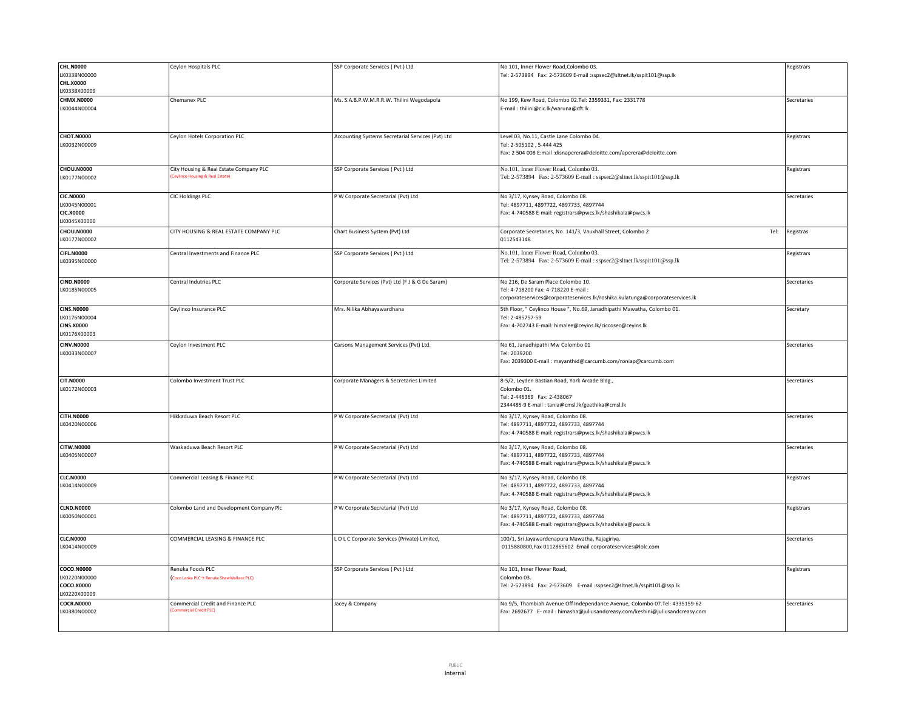| | | | | |
|---|---|---|---|---|
| **CHL.N0000**<br>LK0338N00000<br>**CHL.X0000**<br>LK0338X00009 | Ceylon Hospitals PLC | SSP Corporate Services ( Pvt ) Ltd | No 101, Inner Flower Road,Colombo 03.<br>Tel: 2-573894 Fax: 2-573609 E-mail :sspsec2@sltnet.lk/sspit101@ssp.lk | Registrars |
| **CHMX.N0000**<br>LK0044N00004 | Chemanex PLC | Ms. S.A.B.P.W.M.R.R.W. Thilini Wegodapola | No 199, Kew Road, Colombo 02.Tel: 2359331, Fax: 2331778<br>E-mail : thilini@cic.lk/waruna@cft.lk | Secretaries |
| **CHOT.N0000**<br>LK0032N00009 | Ceylon Hotels Corporation PLC | Accounting Systems Secretarial Services (Pvt) Ltd | Level 03, No.11, Castle Lane Colombo 04.<br>Tel: 2-505102 , 5-444 425<br>Fax: 2 504 008 E:mail :disnaperera@deloitte.com/aperera@deloitte.com | Registrars |
| **CHOU.N0000**<br>LK0177N00002 | City Housing & Real Estate Company PLC<br>(Ceylinco Housing & Real Estate) | SSP Corporate Services ( Pvt ) Ltd | No.101, Inner Flower Road, Colombo 03.<br>Tel: 2-573894 Fax: 2-573609 E-mail : sspsec2@sltnet.lk/sspit101@ssp.lk | Registrars |
| **CIC.N0000**<br>LK0045N00001<br>**CIC.X0000**<br>LK0045X00000 | CIC Holdings PLC | P W Corporate Secretarial (Pvt) Ltd | No 3/17, Kynsey Road, Colombo 08.<br>Tel: 4897711, 4897722, 4897733, 4897744<br>Fax: 4-740588 E-mail: registrars@pwcs.lk/shashikala@pwcs.lk | Secretaries |
| **CHOU.N0000**<br>LK0177N00002 | CITY HOUSING & REAL ESTATE COMPANY PLC | Chart Business System (Pvt) Ltd | Corporate Secretaries, No. 141/3, Vauxhall Street, Colombo 2 Tel: 0112543148 | Registras |
| **CIFL.N0000**<br>LK0395N00000 | Central Investments and Finance PLC | SSP Corporate Services ( Pvt ) Ltd | No.101, Inner Flower Road, Colombo 03.<br>Tel: 2-573894 Fax: 2-573609 E-mail : sspsec2@sltnet.lk/sspit101@ssp.lk | Registrars |
| **CIND.N0000**<br>LK0185N00005 | Central Indutries PLC | Corporate Services (Pvt) Ltd (F J & G De Saram) | No 216, De Saram Place Colombo 10.<br>Tel: 4-718200 Fax: 4-718220 E-mail :<br>corporateservices@corporateservices.lk/roshika.kulatunga@corporateservices.lk | Secretaries |
| **CINS.N0000**<br>LK0176N00004<br>**CINS.X0000**<br>LK0176X00003 | Ceylinco Insurance PLC | Mrs. Nilika Abhayawardhana | 5th Floor, " Ceylinco House ", No.69, Janadhipathi Mawatha, Colombo 01.<br>Tel: 2-485757-59<br>Fax: 4-702743 E-mail: himalee@ceyins.lk/ciccosec@ceyins.lk | Secretary |
| **CINV.N0000**<br>LK0033N00007 | Ceylon Investment PLC | Carsons Management Services (Pvt) Ltd. | No 61, Janadhipathi Mw Colombo 01<br>Tel: 2039200<br>Fax: 2039300 E-mail : mayanthid@carcumb.com/roniap@carcumb.com | Secretaries |
| **CIT.N0000**<br>LK0172N00003 | Colombo Investment Trust PLC | Corporate Managers & Secretaries Limited | 8-5/2, Leyden Bastian Road, York Arcade Bldg.,<br>Colombo 01.<br>Tel: 2-446369 Fax: 2-438067<br>2344485-9 E-mail : tania@cmsl.lk/geethika@cmsl.lk | Secretaries |
| **CITH.N0000**<br>LK0420N00006 | Hikkaduwa Beach Resort PLC | P W Corporate Secretarial (Pvt) Ltd | No 3/17, Kynsey Road, Colombo 08.<br>Tel: 4897711, 4897722, 4897733, 4897744<br>Fax: 4-740588 E-mail: registrars@pwcs.lk/shashikala@pwcs.lk | Secretaries |
| **CITW.N0000**<br>LK0405N00007 | Waskaduwa Beach Resort PLC | P W Corporate Secretarial (Pvt) Ltd | No 3/17, Kynsey Road, Colombo 08.<br>Tel: 4897711, 4897722, 4897733, 4897744<br>Fax: 4-740588 E-mail: registrars@pwcs.lk/shashikala@pwcs.lk | Secretaries |
| **CLC.N0000**<br>LK0414N00009 | Commercial Leasing & Finance PLC | P W Corporate Secretarial (Pvt) Ltd | No 3/17, Kynsey Road, Colombo 08.<br>Tel: 4897711, 4897722, 4897733, 4897744<br>Fax: 4-740588 E-mail: registrars@pwcs.lk/shashikala@pwcs.lk | Registrars |
| **CLND.N0000**<br>LK0050N00001 | Colombo Land and Development Company Plc | P W Corporate Secretarial (Pvt) Ltd | No 3/17, Kynsey Road, Colombo 08.<br>Tel: 4897711, 4897722, 4897733, 4897744<br>Fax: 4-740588 E-mail: registrars@pwcs.lk/shashikala@pwcs.lk | Registrars |
| **CLC.N0000**<br>LK0414N00009 | COMMERCIAL LEASING & FINANCE PLC | L O L C Corporate Services (Private) Limited, | 100/1, Sri Jayawardenapura Mawatha, Rajagiriya.<br>0115880800,Fax 0112865602 Email corporateservices@lolc.com | Secretaries |
| **COCO.N0000**<br>LK0220N00000<br>**COCO.X0000**<br>LK0220X00009 | Renuka Foods PLC<br>(Coco Lanka PLC-> Renuka ShawWallace PLC) | SSP Corporate Services ( Pvt ) Ltd | No 101, Inner Flower Road,<br>Colombo 03.<br>Tel: 2-573894 Fax: 2-573609 E-mail :sspsec2@sltnet.lk/sspit101@ssp.lk | Registrars |
| **COCR.N0000**<br>LK0380N00002 | Commercial Credit and Finance PLC<br>(Commercial Credit PLC) | Jacey & Company | No 9/5, Thambiah Avenue Off Independance Avenue, Colombo 07.Tel: 4335159-62<br>Fax: 2692677 E- mail : himasha@juliusandcreasy.com/keshini@juliusandcreasy.com | Secretaries |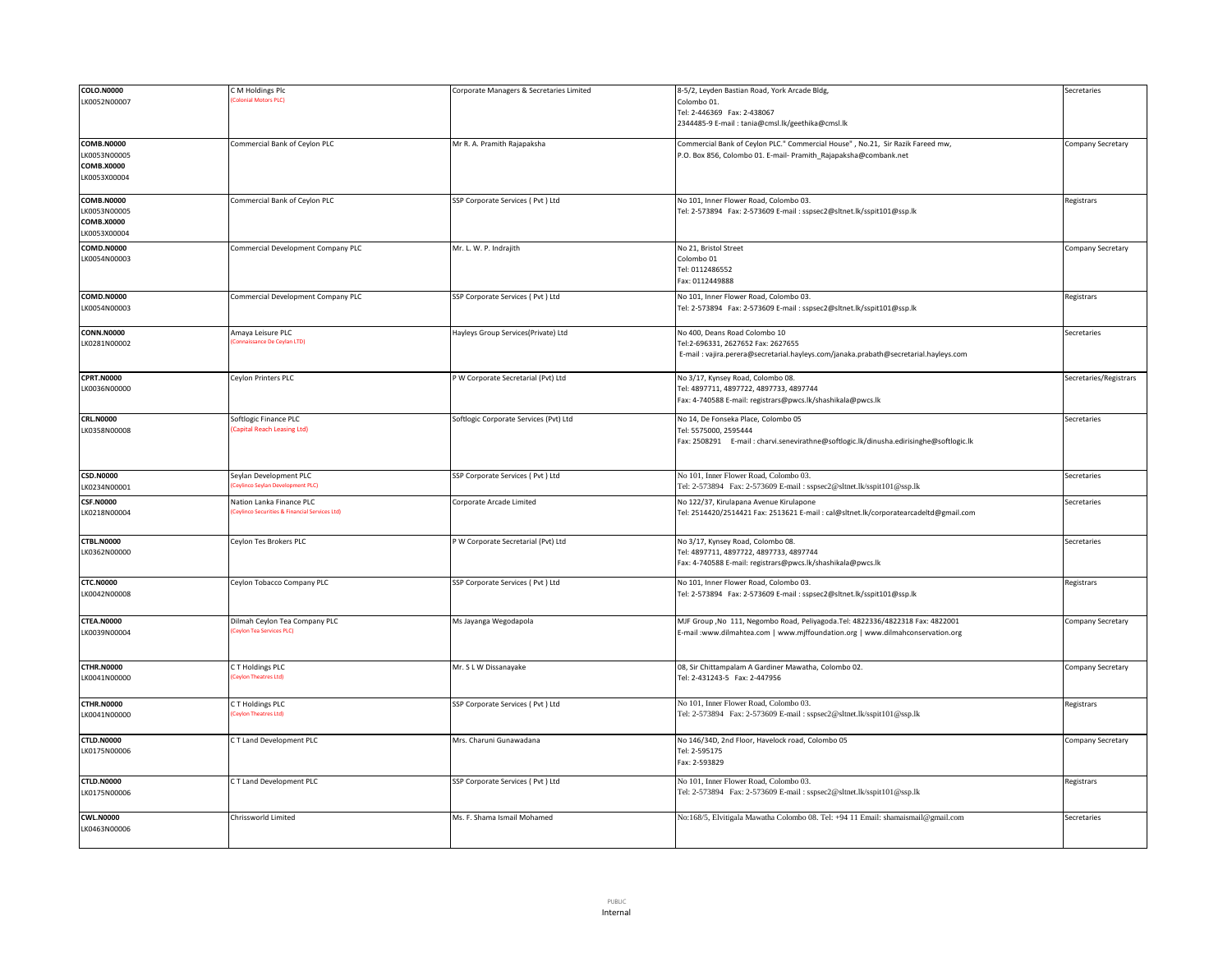| COLO.N0000<br>LK0052N00007 | C M Holdings Plc<br>(Colonial Motors PLC) | Corporate Managers & Secretaries Limited | 8-5/2, Leyden Bastian Road, York Arcade Bldg,<br>Colombo 01.<br>Tel: 2-446369 Fax: 2-438067<br>2344485-9 E-mail : tania@cmsl.lk/geethika@cmsl.lk | Secretaries |
|---|---|---|---|---|
| **COMB.N0000**<br>LK0053N00005<br>**COMB.X0000**<br>LK0053X00004 | Commercial Bank of Ceylon PLC | Mr R. A. Pramith Rajapaksha | Commercial Bank of Ceylon PLC." Commercial House" , No.21, Sir Razik Fareed mw,<br>P.O. Box 856, Colombo 01. E-mail- Pramith_Rajapaksha@combank.net | Company Secretary |
| **COMB.N0000**<br>LK0053N00005<br>**COMB.X0000**<br>LK0053X00004 | Commercial Bank of Ceylon PLC | SSP Corporate Services ( Pvt ) Ltd | No 101, Inner Flower Road, Colombo 03.<br>Tel: 2-573894 Fax: 2-573609 E-mail : sspsec2@sltnet.lk/sspit101@ssp.lk | Registrars |
| **COMD.N0000**<br>LK0054N00003 | Commercial Development Company PLC | Mr. L. W. P. Indrajith | No 21, Bristol Street<br>Colombo 01<br>Tel: 0112486552<br>Fax: 0112449888 | Company Secretary |
| **COMD.N0000**<br>LK0054N00003 | Commercial Development Company PLC | SSP Corporate Services ( Pvt ) Ltd | No 101, Inner Flower Road, Colombo 03.<br>Tel: 2-573894 Fax: 2-573609 E-mail : sspsec2@sltnet.lk/sspit101@ssp.lk | Registrars |
| **CONN.N0000**<br>LK0281N00002 | Amaya Leisure PLC<br>(Connaissance De Ceylan LTD) | Hayleys Group Services(Private) Ltd | No 400, Deans Road Colombo 10<br>Tel:2-696331, 2627652 Fax: 2627655<br>E-mail : vajira.perera@secretarial.hayleys.com/janaka.prabath@secretarial.hayleys.com | Secretaries |
| **CPRT.N0000**<br>LK0036N00000 | Ceylon Printers PLC | P W Corporate Secretarial (Pvt) Ltd | No 3/17, Kynsey Road, Colombo 08.<br>Tel: 4897711, 4897722, 4897733, 4897744<br>Fax: 4-740588 E-mail: registrars@pwcs.lk/shashikala@pwcs.lk | Secretaries/Registrars |
| **CRL.N0000**<br>LK0358N00008 | Softlogic Finance PLC<br>(Capital Reach Leasing Ltd) | Softlogic Corporate Services (Pvt) Ltd | No 14, De Fonseka Place, Colombo 05<br>Tel: 5575000, 2595444<br>Fax: 2508291 E-mail : charvi.senevirathne@softlogic.lk/dinusha.edirisinghe@softlogic.lk | Secretaries |
| **CSD.N0000**<br>LK0234N00001 | Seylan Development PLC<br>(Ceylinco Seylan Development PLC) | SSP Corporate Services ( Pvt ) Ltd | No 101, Inner Flower Road, Colombo 03.<br>Tel: 2-573894 Fax: 2-573609 E-mail : sspsec2@sltnet.lk/sspit101@ssp.lk | Secretaries |
| **CSF.N0000**<br>LK0218N00004 | Nation Lanka Finance PLC<br>(Ceylinco Securities & Financial Services Ltd) | Corporate Arcade Limited | No 122/37, Kirulapana Avenue Kirulapone<br>Tel: 2514420/2514421 Fax: 2513621 E-mail : cal@sltnet.lk/corporatearcadeltd@gmail.com | Secretaries |
| **CTBL.N0000**<br>LK0362N00000 | Ceylon Tes Brokers PLC | P W Corporate Secretarial (Pvt) Ltd | No 3/17, Kynsey Road, Colombo 08.<br>Tel: 4897711, 4897722, 4897733, 4897744<br>Fax: 4-740588 E-mail: registrars@pwcs.lk/shashikala@pwcs.lk | Secretaries |
| **CTC.N0000**<br>LK0042N00008 | Ceylon Tobacco Company PLC | SSP Corporate Services ( Pvt ) Ltd | No 101, Inner Flower Road, Colombo 03.<br>Tel: 2-573894 Fax: 2-573609 E-mail : sspsec2@sltnet.lk/sspit101@ssp.lk | Registrars |
| **CTEA.N0000**<br>LK0039N00004 | Dilmah Ceylon Tea Company PLC<br>(Ceylon Tea Services PLC) | Ms Jayanga Wegodapola | MJF Group ,No 111, Negombo Road, Peliyagoda.Tel: 4822336/4822318 Fax: 4822001<br>E-mail :www.dilmahtea.com \| www.mjffoundation.org \| www.dilmahconservation.org | Company Secretary |
| **CTHR.N0000**<br>LK0041N00000 | C T Holdings PLC<br>(Ceylon Theatres Ltd) | Mr. S L W Dissanayake | 08, Sir Chittampalam A Gardiner Mawatha, Colombo 02.<br>Tel: 2-431243-5 Fax: 2-447956 | Company Secretary |
| **CTHR.N0000**<br>LK0041N00000 | C T Holdings PLC<br>(Ceylon Theatres Ltd) | SSP Corporate Services ( Pvt ) Ltd | No 101, Inner Flower Road, Colombo 03.<br>Tel: 2-573894 Fax: 2-573609 E-mail : sspsec2@sltnet.lk/sspit101@ssp.lk | Registrars |
| **CTLD.N0000**<br>LK0175N00006 | C T Land Development PLC | Mrs. Charuni Gunawadana | No 146/34D, 2nd Floor, Havelock road, Colombo 05<br>Tel: 2-595175<br>Fax: 2-593829 | Company Secretary |
| **CTLD.N0000**<br>LK0175N00006 | C T Land Development PLC | SSP Corporate Services ( Pvt ) Ltd | No 101, Inner Flower Road, Colombo 03.<br>Tel: 2-573894 Fax: 2-573609 E-mail : sspsec2@sltnet.lk/sspit101@ssp.lk | Registrars |
| **CWL.N0000**<br>LK0463N00006 | Chrissworld Limited | Ms. F. Shama Ismail Mohamed | No:168/5, Elvitigala Mawatha Colombo 08. Tel: +94 11 Email: shamaismail@gmail.com | Secretaries |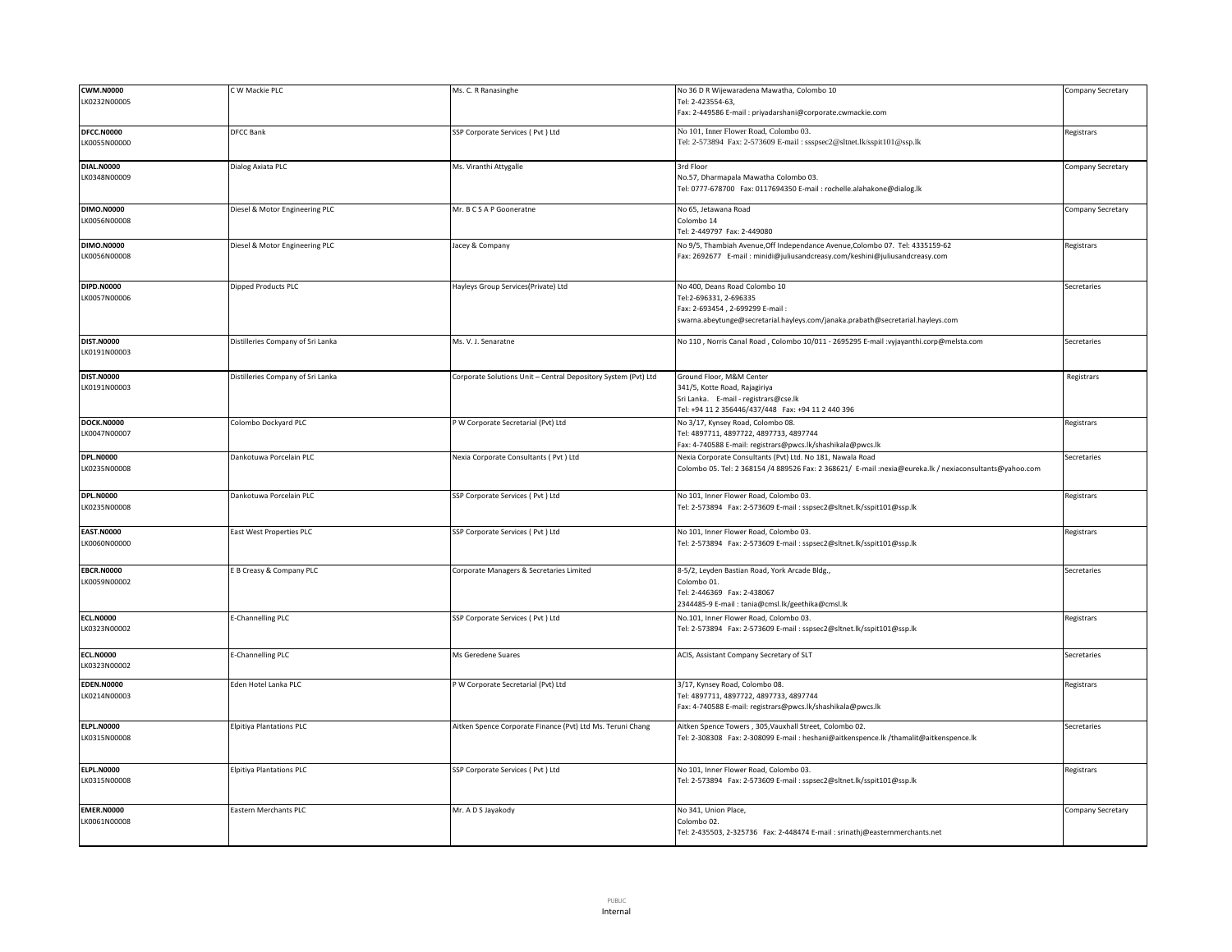| | | | | |
|---|---|---|---|---|
| **CWM.N0000**<br>LK0232N00005 | C W Mackie PLC | Ms. C. R Ranasinghe | No 36 D R Wijewaradena Mawatha, Colombo 10<br>Tel: 2-423554-63,<br>Fax: 2-449586 E-mail : priyadarshani@corporate.cwmackie.com | Company Secretary |
| **DFCC.N0000**<br>LK0055N00000 | DFCC Bank | SSP Corporate Services ( Pvt ) Ltd | No 101, Inner Flower Road, Colombo 03.<br>Tel: 2-573894 Fax: 2-573609 E-mail : ssspsec2@sltnet.lk/sspit101@ssp.lk | Registrars |
| **DIAL.N0000**<br>LK0348N00009 | Dialog Axiata PLC | Ms. Viranthi Attygalle | 3rd Floor<br>No.57, Dharmapala Mawatha Colombo 03.<br>Tel: 0777-678700 Fax: 0117694350 E-mail : rochelle.alahakone@dialog.lk | Company Secretary |
| **DIMO.N0000**<br>LK0056N00008 | Diesel & Motor Engineering PLC | Mr. B C S A P Gooneratne | No 65, Jetawana Road<br>Colombo 14<br>Tel: 2-449797 Fax: 2-449080 | Company Secretary |
| **DIMO.N0000**<br>LK0056N00008 | Diesel & Motor Engineering PLC | Jacey & Company | No 9/5, Thambiah Avenue,Off Independance Avenue,Colombo 07. Tel: 4335159-62<br>Fax: 2692677 E-mail : minidi@juliusandcreasy.com/keshini@juliusandcreasy.com | Registrars |
| **DIPD.N0000**<br>LK0057N00006 | Dipped Products PLC | Hayleys Group Services(Private) Ltd | No 400, Deans Road Colombo 10<br>Tel:2-696331, 2-696335<br>Fax: 2-693454 , 2-699299 E-mail :<br>swarna.abeytunge@secretarial.hayleys.com/janaka.prabath@secretarial.hayleys.com | Secretaries |
| **DIST.N0000**<br>LK0191N00003 | Distilleries Company of Sri Lanka | Ms. V. J. Senaratne | No 110 , Norris Canal Road , Colombo 10/011 - 2695295 E-mail :vyjayanthi.corp@melsta.com | Secretaries |
| **DIST.N0000**<br>LK0191N00003 | Distilleries Company of Sri Lanka | Corporate Solutions Unit – Central Depository System (Pvt) Ltd | Ground Floor, M&M Center<br>341/5, Kotte Road, Rajagiriya<br>Sri Lanka. E-mail - registrars@cse.lk<br>Tel: +94 11 2 356446/437/448 Fax: +94 11 2 440 396 | Registrars |
| **DOCK.N0000**<br>LK0047N00007 | Colombo Dockyard PLC | P W Corporate Secretarial (Pvt) Ltd | No 3/17, Kynsey Road, Colombo 08.<br>Tel: 4897711, 4897722, 4897733, 4897744<br>Fax: 4-740588 E-mail: registrars@pwcs.lk/shashikala@pwcs.lk | Registrars |
| **DPL.N0000**<br>LK0235N00008 | Dankotuwa Porcelain PLC | Nexia Corporate Consultants ( Pvt ) Ltd | Nexia Corporate Consultants (Pvt) Ltd. No 181, Nawala Road<br>Colombo 05. Tel: 2 368154 /4 889526 Fax: 2 368621/ E-mail :nexia@eureka.lk / nexiaconsultants@yahoo.com | Secretaries |
| **DPL.N0000**<br>LK0235N00008 | Dankotuwa Porcelain PLC | SSP Corporate Services ( Pvt ) Ltd | No 101, Inner Flower Road, Colombo 03.<br>Tel: 2-573894 Fax: 2-573609 E-mail : sspsec2@sltnet.lk/sspit101@ssp.lk | Registrars |
| **EAST.N0000**<br>LK0060N00000 | East West Properties PLC | SSP Corporate Services ( Pvt ) Ltd | No 101, Inner Flower Road, Colombo 03.<br>Tel: 2-573894 Fax: 2-573609 E-mail : sspsec2@sltnet.lk/sspit101@ssp.lk | Registrars |
| **EBCR.N0000**<br>LK0059N00002 | E B Creasy & Company PLC | Corporate Managers & Secretaries Limited | 8-5/2, Leyden Bastian Road, York Arcade Bldg.,<br>Colombo 01.<br>Tel: 2-446369 Fax: 2-438067<br>2344485-9 E-mail : tania@cmsl.lk/geethika@cmsl.lk | Secretaries |
| **ECL.N0000**<br>LK0323N00002 | E-Channelling PLC | SSP Corporate Services ( Pvt ) Ltd | No.101, Inner Flower Road, Colombo 03.<br>Tel: 2-573894 Fax: 2-573609 E-mail : sspsec2@sltnet.lk/sspit101@ssp.lk | Registrars |
| **ECL.N0000**<br>LK0323N00002 | E-Channelling PLC | Ms Geredene Suares | ACIS, Assistant Company Secretary of SLT | Secretaries |
| **EDEN.N0000**<br>LK0214N00003 | Eden Hotel Lanka PLC | P W Corporate Secretarial (Pvt) Ltd | 3/17, Kynsey Road, Colombo 08.<br>Tel: 4897711, 4897722, 4897733, 4897744<br>Fax: 4-740588 E-mail: registrars@pwcs.lk/shashikala@pwcs.lk | Registrars |
| **ELPL.N0000**<br>LK0315N00008 | Elpitiya Plantations PLC | Aitken Spence Corporate Finance (Pvt) Ltd Ms. Teruni Chang | Aitken Spence Towers , 305,Vauxhall Street, Colombo 02.<br>Tel: 2-308308 Fax: 2-308099 E-mail : heshani@aitkenspence.lk /thamalit@aitkenspence.lk | Secretaries |
| **ELPL.N0000**<br>LK0315N00008 | Elpitiya Plantations PLC | SSP Corporate Services ( Pvt ) Ltd | No 101, Inner Flower Road, Colombo 03.<br>Tel: 2-573894 Fax: 2-573609 E-mail : sspsec2@sltnet.lk/sspit101@ssp.lk | Registrars |
| **EMER.N0000**<br>LK0061N00008 | Eastern Merchants PLC | Mr. A D S Jayakody | No 341, Union Place,<br>Colombo 02.<br>Tel: 2-435503, 2-325736 Fax: 2-448474 E-mail : srinathj@easternmerchants.net | Company Secretary |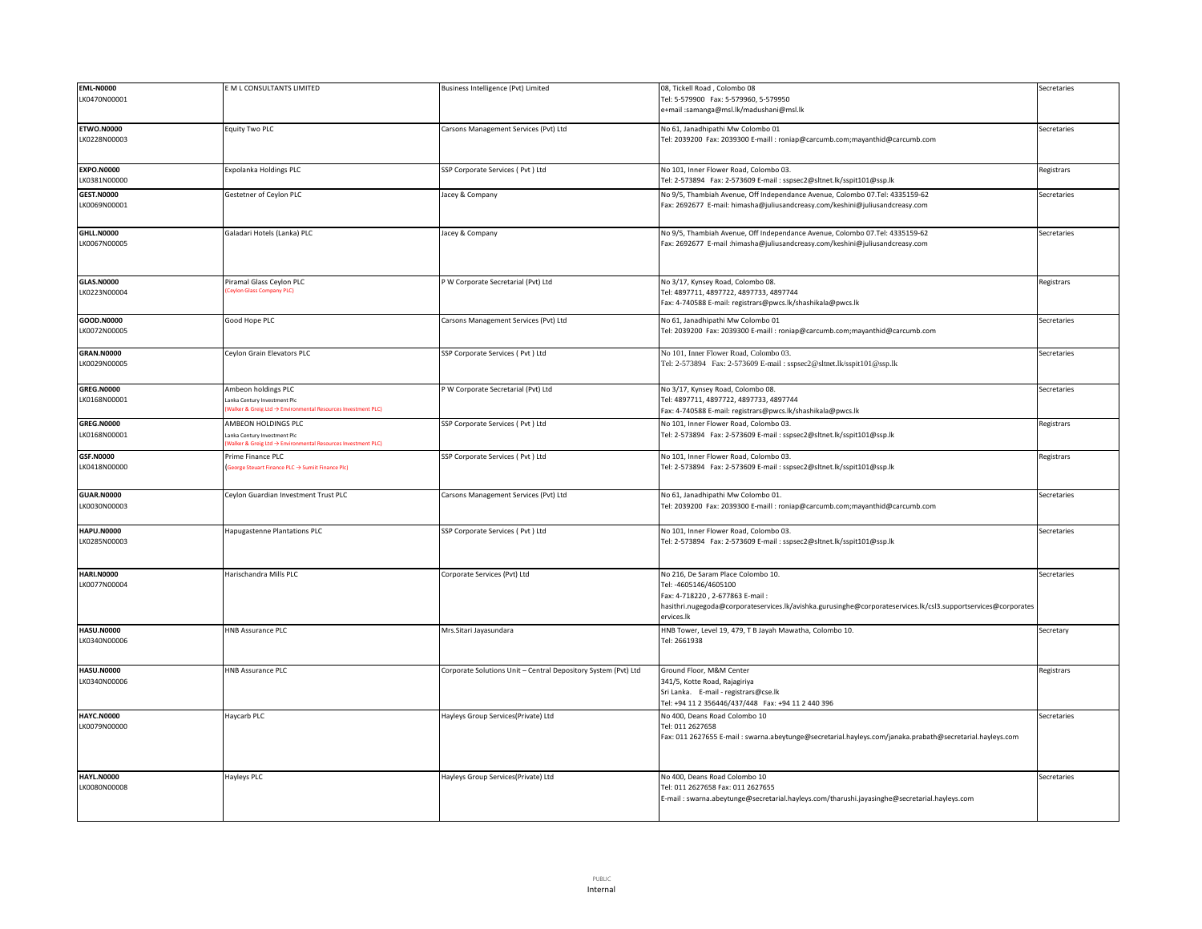| | | | | |
|---|---|---|---|---|
| **EML-N0000**<br>LK0470N00001 | E M L CONSULTANTS LIMITED | Business Intelligence (Pvt) Limited | 08, Tickell Road , Colombo 08<br>Tel: 5-579900 Fax: 5-579960, 5-579950<br>e+mail :samanga@msl.lk/madushani@msl.lk | Secretaries |
| **ETWO.N0000**<br>LK0228N00003 | Equity Two PLC | Carsons Management Services (Pvt) Ltd | No 61, Janadhipathi Mw Colombo 01<br>Tel: 2039200 Fax: 2039300 E-maill : roniap@carcumb.com;mayanthid@carcumb.com | Secretaries |
| **EXPO.N0000**<br>LK0381N00000 | Expolanka Holdings PLC | SSP Corporate Services ( Pvt ) Ltd | No 101, Inner Flower Road, Colombo 03.<br>Tel: 2-573894 Fax: 2-573609 E-mail : sspsec2@sltnet.lk/sspit101@ssp.lk | Registrars |
| **GEST.N0000**<br>LK0069N00001 | Gestetner of Ceylon PLC | Jacey & Company | No 9/5, Thambiah Avenue, Off Independance Avenue, Colombo 07.Tel: 4335159-62<br>Fax: 2692677 E-mail: himasha@juliusandcreasy.com/keshini@juliusandcreasy.com | Secretaries |
| **GHLL.N0000**<br>LK0067N00005 | Galadari Hotels (Lanka) PLC | Jacey & Company | No 9/5, Thambiah Avenue, Off Independance Avenue, Colombo 07.Tel: 4335159-62<br>Fax: 2692677 E-mail :himasha@juliusandcreasy.com/keshini@juliusandcreasy.com | Secretaries |
| **GLAS.N0000**<br>LK0223N00004 | Piramal Glass Ceylon PLC<br>(Ceylon Glass Company PLC) | P W Corporate Secretarial (Pvt) Ltd | No 3/17, Kynsey Road, Colombo 08.<br>Tel: 4897711, 4897722, 4897733, 4897744<br>Fax: 4-740588 E-mail: registrars@pwcs.lk/shashikala@pwcs.lk | Registrars |
| **GOOD.N0000**<br>LK0072N00005 | Good Hope PLC | Carsons Management Services (Pvt) Ltd | No 61, Janadhipathi Mw Colombo 01<br>Tel: 2039200 Fax: 2039300 E-maill : roniap@carcumb.com;mayanthid@carcumb.com | Secretaries |
| **GRAN.N0000**<br>LK0029N00005 | Ceylon Grain Elevators PLC | SSP Corporate Services ( Pvt ) Ltd | No 101, Inner Flower Road, Colombo 03.<br>Tel: 2-573894 Fax: 2-573609 E-mail : sspsec2@sltnet.lk/sspit101@ssp.lk | Secretaries |
| **GREG.N0000**<br>LK0168N00001 | Ambeon holdings PLC<br>Lanka Century Investment Plc<br>(Walker & Greig Ltd → Environmental Resources Investment PLC) | P W Corporate Secretarial (Pvt) Ltd | No 3/17, Kynsey Road, Colombo 08.<br>Tel: 4897711, 4897722, 4897733, 4897744<br>Fax: 4-740588 E-mail: registrars@pwcs.lk/shashikala@pwcs.lk | Secretaries |
| **GREG.N0000**<br>LK0168N00001 | AMBEON HOLDINGS PLC<br>Lanka Century Investment Plc<br>(Walker & Greig Ltd → Environmental Resources Investment PLC) | SSP Corporate Services ( Pvt ) Ltd | No 101, Inner Flower Road, Colombo 03.<br>Tel: 2-573894 Fax: 2-573609 E-mail : sspsec2@sltnet.lk/sspit101@ssp.lk | Registrars |
| **GSF.N0000**<br>LK0418N00000 | Prime Finance PLC<br>(George Steuart Finance PLC → Sumiit Finance Plc) | SSP Corporate Services ( Pvt ) Ltd | No 101, Inner Flower Road, Colombo 03.<br>Tel: 2-573894 Fax: 2-573609 E-mail : sspsec2@sltnet.lk/sspit101@ssp.lk | Registrars |
| **GUAR.N0000**<br>LK0030N00003 | Ceylon Guardian Investment Trust PLC | Carsons Management Services (Pvt) Ltd | No 61, Janadhipathi Mw Colombo 01.<br>Tel: 2039200 Fax: 2039300 E-maill : roniap@carcumb.com;mayanthid@carcumb.com | Secretaries |
| **HAPU.N0000**<br>LK0285N00003 | Hapugastenne Plantations PLC | SSP Corporate Services ( Pvt ) Ltd | No 101, Inner Flower Road, Colombo 03.<br>Tel: 2-573894 Fax: 2-573609 E-mail : sspsec2@sltnet.lk/sspit101@ssp.lk | Secretaries |
| **HARI.N0000**<br>LK0077N00004 | Harischandra Mills PLC | Corporate Services (Pvt) Ltd | No 216, De Saram Place Colombo 10.<br>Tel: -4605146/4605100<br>Fax: 4-718220 , 2-677863 E-mail :<br>hasithri.nugegoda@corporateservices.lk/avishka.gurusinghe@corporateservices.lk/csl3.supportservices@corporateservices.lk | Secretaries |
| **HASU.N0000**<br>LK0340N00006 | HNB Assurance PLC | Mrs.Sitari Jayasundara | HNB Tower, Level 19, 479, T B Jayah Mawatha, Colombo 10.<br>Tel: 2661938 | Secretary |
| **HASU.N0000**<br>LK0340N00006 | HNB Assurance PLC | Corporate Solutions Unit – Central Depository System (Pvt) Ltd | Ground Floor, M&M Center<br>341/5, Kotte Road, Rajagiriya<br>Sri Lanka. E-mail - registrars@cse.lk<br>Tel: +94 11 2 356446/437/448 Fax: +94 11 2 440 396 | Registrars |
| **HAYC.N0000**<br>LK0079N00000 | Haycarb PLC | Hayleys Group Services(Private) Ltd | No 400, Deans Road Colombo 10<br>Tel: 011 2627658<br>Fax: 011 2627655 E-mail : swarna.abeytunge@secretarial.hayleys.com/janaka.prabath@secretarial.hayleys.com | Secretaries |
| **HAYL.N0000**<br>LK0080N00008 | Hayleys PLC | Hayleys Group Services(Private) Ltd | No 400, Deans Road Colombo 10<br>Tel: 011 2627658 Fax: 011 2627655<br>E-mail : swarna.abeytunge@secretarial.hayleys.com/tharushi.jayasinghe@secretarial.hayleys.com | Secretaries |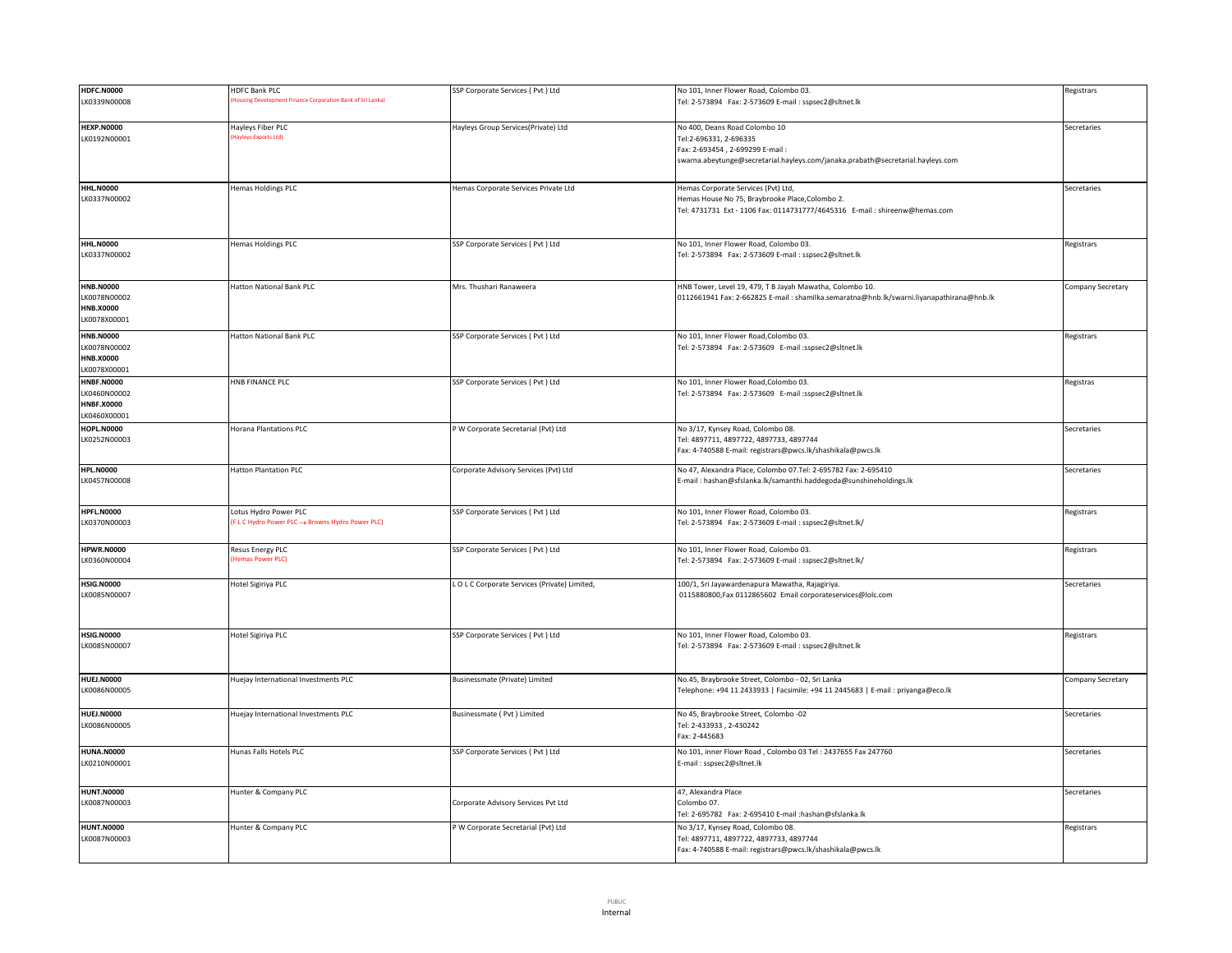| | | | | |
|---|---|---|---|---|
| **HDFC.N0000**<br>LK0339N00008 | HDFC Bank PLC<br>(Housing Development Finance Corporation Bank of Sri Lanka) | SSP Corporate Services ( Pvt ) Ltd | No 101, Inner Flower Road, Colombo 03.<br>Tel: 2-573894 Fax: 2-573609 E-mail : sspsec2@sltnet.lk | Registrars |
| **HEXP.N0000**<br>LK0192N00001 | Hayleys Fiber PLC<br>(Hayleys Exports Ltd) | Hayleys Group Services(Private) Ltd | No 400, Deans Road Colombo 10<br>Tel:2-696331, 2-696335<br>Fax: 2-693454 , 2-699299 E-mail :<br>swarna.abeytunge@secretarial.hayleys.com/janaka.prabath@secretarial.hayleys.com | Secretaries |
| **HHL.N0000**<br>LK0337N00002 | Hemas Holdings PLC | Hemas Corporate Services Private Ltd | Hemas Corporate Services (Pvt) Ltd,<br>Hemas House No 75, Braybrooke Place,Colombo 2.<br>Tel: 4731731 Ext - 1106 Fax: 0114731777/4645316 E-mail : shireenw@hemas.com | Secretaries |
| **HHL.N0000**<br>LK0337N00002 | Hemas Holdings PLC | SSP Corporate Services ( Pvt ) Ltd | No 101, Inner Flower Road, Colombo 03.<br>Tel: 2-573894 Fax: 2-573609 E-mail : sspsec2@sltnet.lk | Registrars |
| **HNB.N0000**<br>LK0078N00002<br>**HNB.X0000**<br>LK0078X00001 | Hatton National Bank PLC | Mrs. Thushari Ranaweera | HNB Tower, Level 19, 479, T B Jayah Mawatha, Colombo 10.<br>0112661941 Fax: 2-662825 E-mail : shamilka.semaratna@hnb.lk/swarni.liyanapathirana@hnb.lk | Company Secretary |
| **HNB.N0000**<br>LK0078N00002<br>**HNB.X0000**<br>LK0078X00001 | Hatton National Bank PLC | SSP Corporate Services ( Pvt ) Ltd | No 101, Inner Flower Road,Colombo 03.<br>Tel: 2-573894 Fax: 2-573609 E-mail :sspsec2@sltnet.lk | Registrars |
| **HNBF.N0000**<br>LK0460N00002<br>**HNBF.X0000**<br>LK0460X00001 | HNB FINANCE PLC | SSP Corporate Services ( Pvt ) Ltd | No 101, Inner Flower Road,Colombo 03.<br>Tel: 2-573894 Fax: 2-573609 E-mail :sspsec2@sltnet.lk | Registras |
| **HOPL.N0000**<br>LK0252N00003 | Horana Plantations PLC | P W Corporate Secretarial (Pvt) Ltd | No 3/17, Kynsey Road, Colombo 08.<br>Tel: 4897711, 4897722, 4897733, 4897744<br>Fax: 4-740588 E-mail: registrars@pwcs.lk/shashikala@pwcs.lk | Secretaries |
| **HPL.N0000**<br>LK0457N00008 | Hatton Plantation PLC | Corporate Advisory Services (Pvt) Ltd | No 47, Alexandra Place, Colombo 07.Tel: 2-695782 Fax: 2-695410<br>E-mail : hashan@sfslanka.lk/samanthi.haddegoda@sunshineholdings.lk | Secretaries |
| **HPFL.N0000**<br>LK0370N00003 | Lotus Hydro Power PLC<br>(F L C Hydro Power PLC → Browns Hydro Power PLC) | SSP Corporate Services ( Pvt ) Ltd | No 101, Inner Flower Road, Colombo 03.<br>Tel: 2-573894 Fax: 2-573609 E-mail : sspsec2@sltnet.lk/ | Registrars |
| **HPWR.N0000**<br>LK0360N00004 | Resus Energy PLC<br>(Hemas Power PLC) | SSP Corporate Services ( Pvt ) Ltd | No 101, Inner Flower Road, Colombo 03.<br>Tel: 2-573894 Fax: 2-573609 E-mail : sspsec2@sltnet.lk/ | Registrars |
| **HSIG.N0000**<br>LK0085N00007 | Hotel Sigiriya PLC | L O L C Corporate Services (Private) Limited, | 100/1, Sri Jayawardenapura Mawatha, Rajagiriya.<br>0115880800,Fax 0112865602 Email corporateservices@lolc.com | Secretaries |
| **HSIG.N0000**<br>LK0085N00007 | Hotel Sigiriya PLC | SSP Corporate Services ( Pvt ) Ltd | No 101, Inner Flower Road, Colombo 03.<br>Tel: 2-573894 Fax: 2-573609 E-mail : sspsec2@sltnet.lk | Registrars |
| **HUEJ.N0000**<br>LK0086N00005 | Huejay International Investments PLC | Businessmate (Private) Limited | No.45, Braybrooke Street, Colombo - 02, Sri Lanka<br>Telephone: +94 11 2433933 \| Facsimile: +94 11 2445683 \| E-mail : priyanga@eco.lk | Company Secretary |
| **HUEJ.N0000**<br>LK0086N00005 | Huejay International Investments PLC | Businessmate ( Pvt ) Limited | No 45, Braybrooke Street, Colombo -02<br>Tel: 2-433933 , 2-430242<br>Fax: 2-445683 | Secretaries |
| **HUNA.N0000**<br>LK0210N00001 | Hunas Falls Hotels PLC | SSP Corporate Services ( Pvt ) Ltd | No 101, inner Flowr Road , Colombo 03 Tel : 2437655 Fax 247760<br>E-mail : sspsec2@sltnet.lk | Secretaries |
| **HUNT.N0000**<br>LK0087N00003 | Hunter & Company PLC | Corporate Advisory Services Pvt Ltd | 47, Alexandra Place<br>Colombo 07.<br>Tel: 2-695782 Fax: 2-695410 E-mail :hashan@sfslanka.lk | Secretaries |
| **HUNT.N0000**<br>LK0087N00003 | Hunter & Company PLC | P W Corporate Secretarial (Pvt) Ltd | No 3/17, Kynsey Road, Colombo 08.<br>Tel: 4897711, 4897722, 4897733, 4897744<br>Fax: 4-740588 E-mail: registrars@pwcs.lk/shashikala@pwcs.lk | Registrars |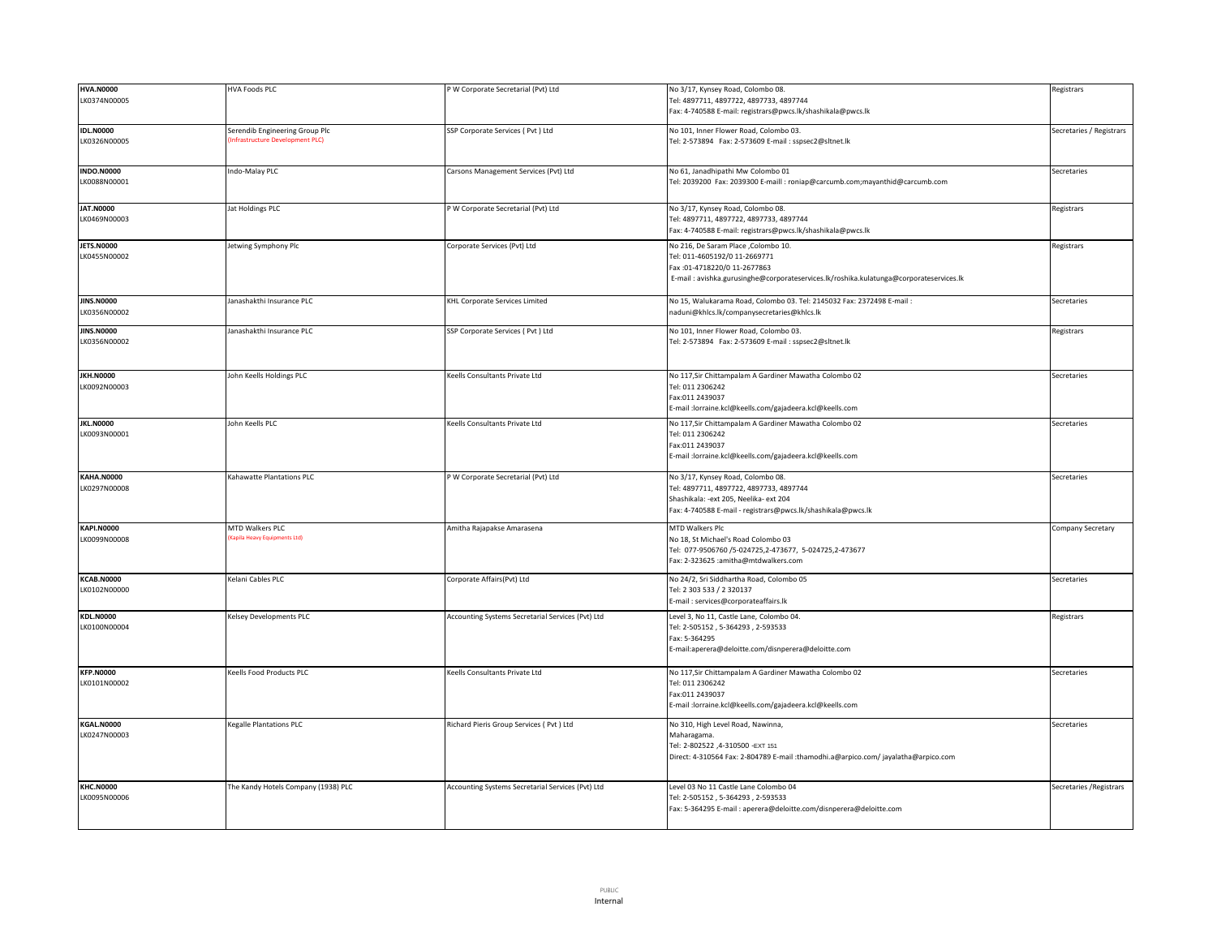| | | | | |
|---|---|---|---|---|
| **HVA.N0000**<br>LK0374N00005 | HVA Foods PLC | P W Corporate Secretarial (Pvt) Ltd | No 3/17, Kynsey Road, Colombo 08.<br>Tel: 4897711, 4897722, 4897733, 4897744<br>Fax: 4-740588 E-mail: registrars@pwcs.lk/shashikala@pwcs.lk | Registrars |
| **IDL.N0000**<br>LK0326N00005 | Serendib Engineering Group Plc<br>(Infrastructure Development PLC) | SSP Corporate Services ( Pvt ) Ltd | No 101, Inner Flower Road, Colombo 03.<br>Tel: 2-573894 Fax: 2-573609 E-mail : sspsec2@sltnet.lk | Secretaries / Registrars |
| **INDO.N0000**<br>LK0088N00001 | Indo-Malay PLC | Carsons Management Services (Pvt) Ltd | No 61, Janadhipathi Mw Colombo 01<br>Tel: 2039200 Fax: 2039300 E-maill : roniap@carcumb.com;mayanthid@carcumb.com | Secretaries |
| **JAT.N0000**<br>LK0469N00003 | Jat Holdings PLC | P W Corporate Secretarial (Pvt) Ltd | No 3/17, Kynsey Road, Colombo 08.<br>Tel: 4897711, 4897722, 4897733, 4897744<br>Fax: 4-740588 E-mail: registrars@pwcs.lk/shashikala@pwcs.lk | Registrars |
| **JETS.N0000**<br>LK0455N00002 | Jetwing Symphony Plc | Corporate Services (Pvt) Ltd | No 216, De Saram Place ,Colombo 10.<br>Tel: 011-4605192/0 11-2669771<br>Fax :01-4718220/0 11-2677863<br>E-mail : avishka.gurusinghe@corporateservices.lk/roshika.kulatunga@corporateservices.lk | Registrars |
| **JINS.N0000**<br>LK0356N00002 | Janashakthi Insurance PLC | KHL Corporate Services Limited | No 15, Walukarama Road, Colombo 03. Tel: 2145032 Fax: 2372498 E-mail :<br>naduni@khlcs.lk/companysecretaries@khlcs.lk | Secretaries |
| **JINS.N0000**<br>LK0356N00002 | Janashakthi Insurance PLC | SSP Corporate Services ( Pvt ) Ltd | No 101, Inner Flower Road, Colombo 03.<br>Tel: 2-573894 Fax: 2-573609 E-mail : sspsec2@sltnet.lk | Registrars |
| **JKH.N0000**<br>LK0092N00003 | John Keells Holdings PLC | Keells Consultants Private Ltd | No 117,Sir Chittampalam A Gardiner Mawatha Colombo 02<br>Tel: 011 2306242<br>Fax:011 2439037<br>E-mail :lorraine.kcl@keells.com/gajadeera.kcl@keells.com | Secretaries |
| **JKL.N0000**<br>LK0093N00001 | John Keells PLC | Keells Consultants Private Ltd | No 117,Sir Chittampalam A Gardiner Mawatha Colombo 02<br>Tel: 011 2306242<br>Fax:011 2439037<br>E-mail :lorraine.kcl@keells.com/gajadeera.kcl@keells.com | Secretaries |
| **KAHA.N0000**<br>LK0297N00008 | Kahawatte Plantations PLC | P W Corporate Secretarial (Pvt) Ltd | No 3/17, Kynsey Road, Colombo 08.<br>Tel: 4897711, 4897722, 4897733, 4897744<br>Shashikala: -ext 205, Neelika- ext 204<br>Fax: 4-740588 E-mail - registrars@pwcs.lk/shashikala@pwcs.lk | Secretaries |
| **KAPI.N0000**<br>LK0099N00008 | MTD Walkers PLC<br>(Kapila Heavy Equipments Ltd) | Amitha Rajapakse Amarasena | MTD Walkers Plc<br>No 18, St Michael's Road Colombo 03<br>Tel: 077-9506760 /5-024725,2-473677, 5-024725,2-473677<br>Fax: 2-323625 :amitha@mtdwalkers.com | Company Secretary |
| **KCAB.N0000**<br>LK0102N00000 | Kelani Cables PLC | Corporate Affairs(Pvt) Ltd | No 24/2, Sri Siddhartha Road, Colombo 05<br>Tel: 2 303 533 / 2 320137<br>E-mail : services@corporateaffairs.lk | Secretaries |
| **KDL.N0000**<br>LK0100N00004 | Kelsey Developments PLC | Accounting Systems Secretarial Services (Pvt) Ltd | Level 3, No 11, Castle Lane, Colombo 04.<br>Tel: 2-505152 , 5-364293 , 2-593533<br>Fax: 5-364295<br>E-mail:aperera@deloitte.com/disnperera@deloitte.com | Registrars |
| **KFP.N0000**<br>LK0101N00002 | Keells Food Products PLC | Keells Consultants Private Ltd | No 117,Sir Chittampalam A Gardiner Mawatha Colombo 02<br>Tel: 011 2306242<br>Fax:011 2439037<br>E-mail :lorraine.kcl@keells.com/gajadeera.kcl@keells.com | Secretaries |
| **KGAL.N0000**<br>LK0247N00003 | Kegalle Plantations PLC | Richard Pieris Group Services ( Pvt ) Ltd | No 310, High Level Road, Nawinna,<br>Maharagama.<br>Tel: 2-802522 ,4-310500 -EXT 151<br>Direct: 4-310564 Fax: 2-804789 E-mail :thamodhi.a@arpico.com/ jayalatha@arpico.com | Secretaries |
| **KHC.N0000**<br>LK0095N00006 | The Kandy Hotels Company (1938) PLC | Accounting Systems Secretarial Services (Pvt) Ltd | Level 03 No 11 Castle Lane Colombo 04<br>Tel: 2-505152 , 5-364293 , 2-593533<br>Fax: 5-364295 E-mail : aperera@deloitte.com/disnperera@deloitte.com | Secretaries /Registrars |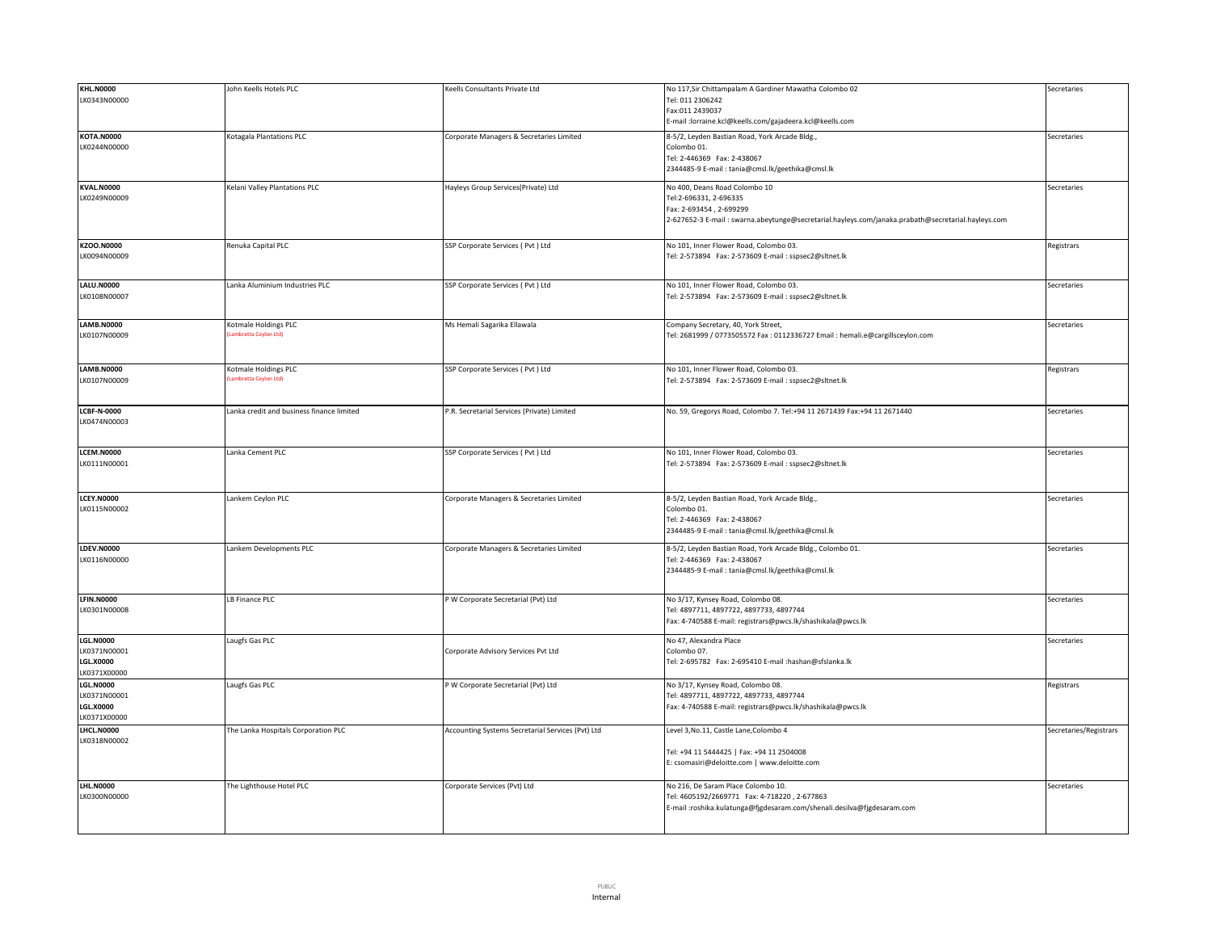| | | | | |
|---|---|---|---|---|
| **KHL.N0000**<br>LK0343N00000 | John Keells Hotels PLC | Keells Consultants Private Ltd | No 117,Sir Chittampalam A Gardiner Mawatha Colombo 02<br>Tel: 011 2306242<br>Fax:011 2439037<br>E-mail :lorraine.kcl@keells.com/gajadeera.kcl@keells.com | Secretaries |
| **KOTA.N0000**<br>LK0244N00000 | Kotagala Plantations PLC | Corporate Managers & Secretaries Limited | 8-5/2, Leyden Bastian Road, York Arcade Bldg.,<br>Colombo 01.<br>Tel: 2-446369 Fax: 2-438067<br>2344485-9 E-mail : tania@cmsl.lk/geethika@cmsl.lk | Secretaries |
| **KVAL.N0000**<br>LK0249N00009 | Kelani Valley Plantations PLC | Hayleys Group Services(Private) Ltd | No 400, Deans Road Colombo 10<br>Tel:2-696331, 2-696335<br>Fax: 2-693454 , 2-699299<br>2-627652-3 E-mail : swarna.abeytunge@secretarial.hayleys.com/janaka.prabath@secretarial.hayleys.com | Secretaries |
| **KZOO.N0000**<br>LK0094N00009 | Renuka Capital PLC | SSP Corporate Services ( Pvt ) Ltd | No 101, Inner Flower Road, Colombo 03.<br>Tel: 2-573894 Fax: 2-573609 E-mail : sspsec2@sltnet.lk | Registrars |
| **LALU.N0000**<br>LK0108N00007 | Lanka Aluminium Industries PLC | SSP Corporate Services ( Pvt ) Ltd | No 101, Inner Flower Road, Colombo 03.<br>Tel: 2-573894 Fax: 2-573609 E-mail : sspsec2@sltnet.lk | Secretaries |
| **LAMB.N0000**<br>LK0107N00009 | Kotmale Holdings PLC<br>(Lambretta Ceylon Ltd) | Ms Hemali Sagarika Ellawala | Company Secretary, 40, York Street,<br>Tel: 2681999 / 0773505572 Fax : 0112336727 Email : hemali.e@cargillsceylon.com | Secretaries |
| **LAMB.N0000**<br>LK0107N00009 | Kotmale Holdings PLC<br>(Lambretta Ceylon Ltd) | SSP Corporate Services ( Pvt ) Ltd | No 101, Inner Flower Road, Colombo 03.<br>Tel: 2-573894 Fax: 2-573609 E-mail : sspsec2@sltnet.lk | Registrars |
| **LCBF-N-0000**<br>LK0474N00003 | Lanka credit and business finance limited | P.R. Secretarial Services (Private) Limited | No. 59, Gregorys Road, Colombo 7. Tel:+94 11 2671439 Fax:+94 11 2671440 | Secretaries |
| **LCEM.N0000**<br>LK0111N00001 | Lanka Cement PLC | SSP Corporate Services ( Pvt ) Ltd | No 101, Inner Flower Road, Colombo 03.<br>Tel: 2-573894 Fax: 2-573609 E-mail : sspsec2@sltnet.lk | Secretaries |
| **LCEY.N0000**<br>LK0115N00002 | Lankem Ceylon PLC | Corporate Managers & Secretaries Limited | 8-5/2, Leyden Bastian Road, York Arcade Bldg.,<br>Colombo 01.<br>Tel: 2-446369 Fax: 2-438067<br>2344485-9 E-mail : tania@cmsl.lk/geethika@cmsl.lk | Secretaries |
| **LDEV.N0000**<br>LK0116N00000 | Lankem Developments PLC | Corporate Managers & Secretaries Limited | 8-5/2, Leyden Bastian Road, York Arcade Bldg., Colombo 01.<br>Tel: 2-446369 Fax: 2-438067<br>2344485-9 E-mail : tania@cmsl.lk/geethika@cmsl.lk | Secretaries |
| **LFIN.N0000**<br>LK0301N00008 | LB Finance PLC | P W Corporate Secretarial (Pvt) Ltd | No 3/17, Kynsey Road, Colombo 08.<br>Tel: 4897711, 4897722, 4897733, 4897744<br>Fax: 4-740588 E-mail: registrars@pwcs.lk/shashikala@pwcs.lk | Secretaries |
| **LGL.N0000**<br>LK0371N00001<br>**LGL.X0000**<br>LK0371X00000 | Laugfs Gas PLC | Corporate Advisory Services Pvt Ltd | No 47, Alexandra Place<br>Colombo 07.<br>Tel: 2-695782 Fax: 2-695410 E-mail :hashan@sfslanka.lk | Secretaries |
| **LGL.N0000**<br>LK0371N00001<br>**LGL.X0000**<br>LK0371X00000 | Laugfs Gas PLC | P W Corporate Secretarial (Pvt) Ltd | No 3/17, Kynsey Road, Colombo 08.<br>Tel: 4897711, 4897722, 4897733, 4897744<br>Fax: 4-740588 E-mail: registrars@pwcs.lk/shashikala@pwcs.lk | Registrars |
| **LHCL.N0000**<br>LK0318N00002 | The Lanka Hospitals Corporation PLC | Accounting Systems Secretarial Services (Pvt) Ltd | Level 3,No.11, Castle Lane,Colombo 4<br>Tel: +94 11 5444425 \| Fax: +94 11 2504008<br>E: csomasiri@deloitte.com \| www.deloitte.com | Secretaries/Registrars |
| **LHL.N0000**<br>LK0300N00000 | The Lighthouse Hotel PLC | Corporate Services (Pvt) Ltd | No 216, De Saram Place Colombo 10.<br>Tel: 4605192/2669771 Fax: 4-718220 , 2-677863<br>E-mail :roshika.kulatunga@fjgdesaram.com/shenali.desilva@fjgdesaram.com | Secretaries |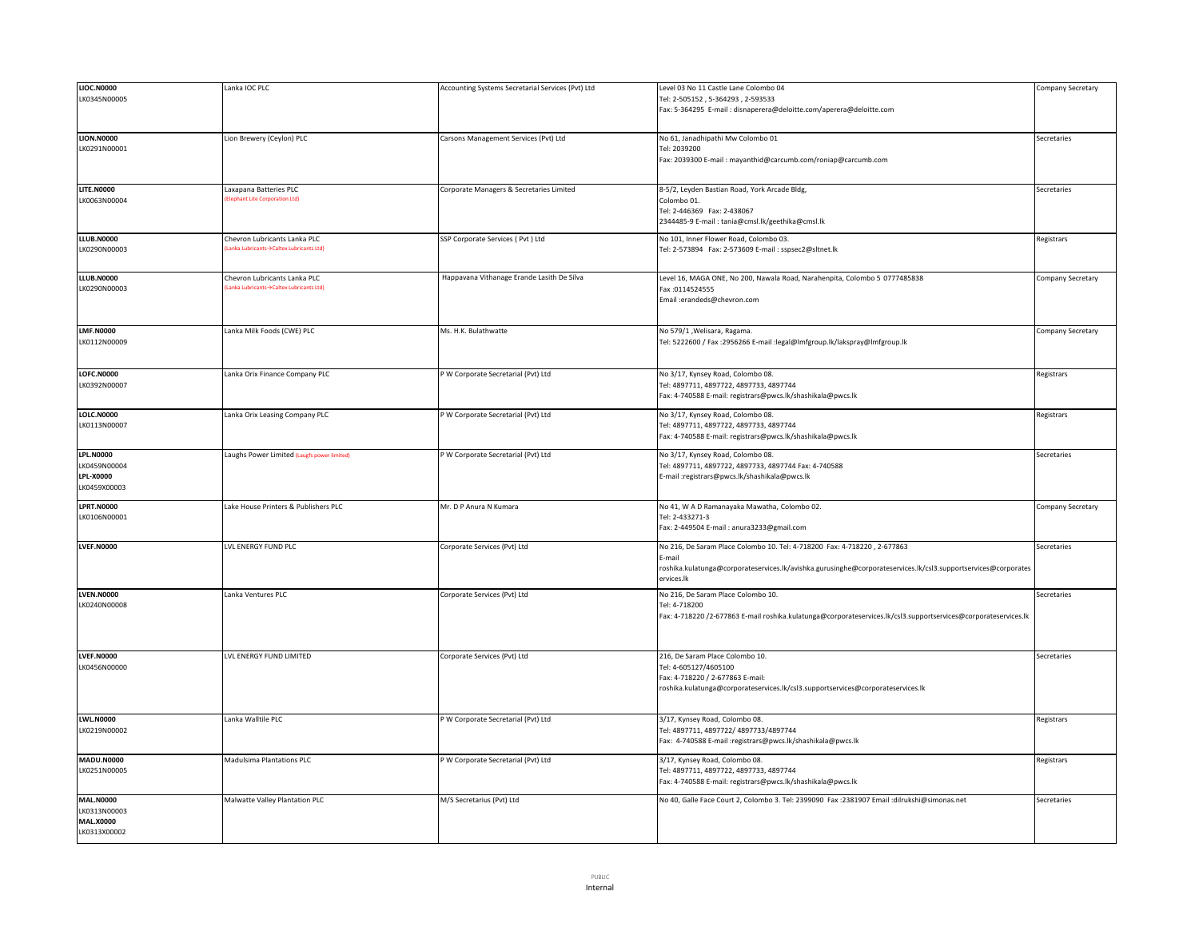| | | | | |
|---|---|---|---|---|
| **LIOC.N0000**<br>LK0345N00005 | Lanka IOC PLC | Accounting Systems Secretarial Services (Pvt) Ltd | Level 03 No 11 Castle Lane Colombo 04<br>Tel: 2-505152 , 5-364293 , 2-593533<br>Fax: 5-364295 E-mail : disnaperera@deloitte.com/aperera@deloitte.com | Company Secretary |
| **LION.N0000**<br>LK0291N00001 | Lion Brewery (Ceylon) PLC | Carsons Management Services (Pvt) Ltd | No 61, Janadhipathi Mw Colombo 01<br>Tel: 2039200<br>Fax: 2039300 E-mail : mayanthid@carcumb.com/roniap@carcumb.com | Secretaries |
| **LITE.N0000**<br>LK0063N00004 | Laxapana Batteries PLC<br>(Elephant Lite Corporation Ltd) | Corporate Managers & Secretaries Limited | 8-5/2, Leyden Bastian Road, York Arcade Bldg,<br>Colombo 01.<br>Tel: 2-446369 Fax: 2-438067<br>2344485-9 E-mail : tania@cmsl.lk/geethika@cmsl.lk | Secretaries |
| **LLUB.N0000**<br>LK0290N00003 | Chevron Lubricants Lanka PLC<br>(Lanka Lubricants→Caltex Lubricants Ltd) | SSP Corporate Services ( Pvt ) Ltd | No 101, Inner Flower Road, Colombo 03.<br>Tel: 2-573894 Fax: 2-573609 E-mail : sspsec2@sltnet.lk | Registrars |
| **LLUB.N0000**<br>LK0290N00003 | Chevron Lubricants Lanka PLC<br>(Lanka Lubricants→Caltex Lubricants Ltd) | Happavana Vithanage Erande Lasith De Silva | Level 16, MAGA ONE, No 200, Nawala Road, Narahenpita, Colombo 5 0777485838<br>Fax :0114524555<br>Email :erandeds@chevron.com | Company Secretary |
| **LMF.N0000**<br>LK0112N00009 | Lanka Milk Foods (CWE) PLC | Ms. H.K. Bulathwatte | No 579/1 ,Welisara, Ragama.<br>Tel: 5222600 / Fax :2956266 E-mail :legal@lmfgroup.lk/lakspray@lmfgroup.lk | Company Secretary |
| **LOFC.N0000**<br>LK0392N00007 | Lanka Orix Finance Company PLC | P W Corporate Secretarial (Pvt) Ltd | No 3/17, Kynsey Road, Colombo 08.<br>Tel: 4897711, 4897722, 4897733, 4897744<br>Fax: 4-740588 E-mail: registrars@pwcs.lk/shashikala@pwcs.lk | Registrars |
| **LOLC.N0000**<br>LK0113N00007 | Lanka Orix Leasing Company PLC | P W Corporate Secretarial (Pvt) Ltd | No 3/17, Kynsey Road, Colombo 08.<br>Tel: 4897711, 4897722, 4897733, 4897744<br>Fax: 4-740588 E-mail: registrars@pwcs.lk/shashikala@pwcs.lk | Registrars |
| **LPL.N0000**<br>LK0459N00004<br>**LPL-X0000**<br>LK0459X00003 | Laughs Power Limited (Laugfs power limited) | P W Corporate Secretarial (Pvt) Ltd | No 3/17, Kynsey Road, Colombo 08.<br>Tel: 4897711, 4897722, 4897733, 4897744 Fax: 4-740588<br>E-mail :registrars@pwcs.lk/shashikala@pwcs.lk | Secretaries |
| **LPRT.N0000**<br>LK0106N00001 | Lake House Printers & Publishers PLC | Mr. D P Anura N Kumara | No 41, W A D Ramanayaka Mawatha, Colombo 02.<br>Tel: 2-433271-3<br>Fax: 2-449504 E-mail : anura3233@gmail.com | Company Secretary |
| **LVEF.N0000** | LVL ENERGY FUND PLC | Corporate Services (Pvt) Ltd | No 216, De Saram Place Colombo 10. Tel: 4-718200 Fax: 4-718220 , 2-677863<br>E-mail<br>roshika.kulatunga@corporateservices.lk/avishka.gurusinghe@corporateservices.lk/csl3.supportservices@corporateservices.lk | Secretaries |
| **LVEN.N0000**<br>LK0240N00008 | Lanka Ventures PLC | Corporate Services (Pvt) Ltd | No 216, De Saram Place Colombo 10.<br>Tel: 4-718200<br>Fax: 4-718220 /2-677863 E-mail roshika.kulatunga@corporateservices.lk/csl3.supportservices@corporateservices.lk | Secretaries |
| **LVEF.N0000**<br>LK0456N00000 | LVL ENERGY FUND LIMITED | Corporate Services (Pvt) Ltd | 216, De Saram Place Colombo 10.<br>Tel: 4-605127/4605100<br>Fax: 4-718220 / 2-677863 E-mail:<br>roshika.kulatunga@corporateservices.lk/csl3.supportservices@corporateservices.lk | Secretaries |
| **LWL.N0000**<br>LK0219N00002 | Lanka Walltile PLC | P W Corporate Secretarial (Pvt) Ltd | 3/17, Kynsey Road, Colombo 08.<br>Tel: 4897711, 4897722/ 4897733/4897744<br>Fax: 4-740588 E-mail :registrars@pwcs.lk/shashikala@pwcs.lk | Registrars |
| **MADU.N0000**<br>LK0251N00005 | Madulsima Plantations PLC | P W Corporate Secretarial (Pvt) Ltd | 3/17, Kynsey Road, Colombo 08.<br>Tel: 4897711, 4897722, 4897733, 4897744<br>Fax: 4-740588 E-mail: registrars@pwcs.lk/shashikala@pwcs.lk | Registrars |
| **MAL.N0000**<br>LK0313N00003<br>**MAL.X0000**<br>LK0313X00002 | Malwatte Valley Plantation PLC | M/S Secretarius (Pvt) Ltd | No 40, Galle Face Court 2, Colombo 3. Tel: 2399090 Fax :2381907 Email :dilrukshi@simonas.net | Secretaries |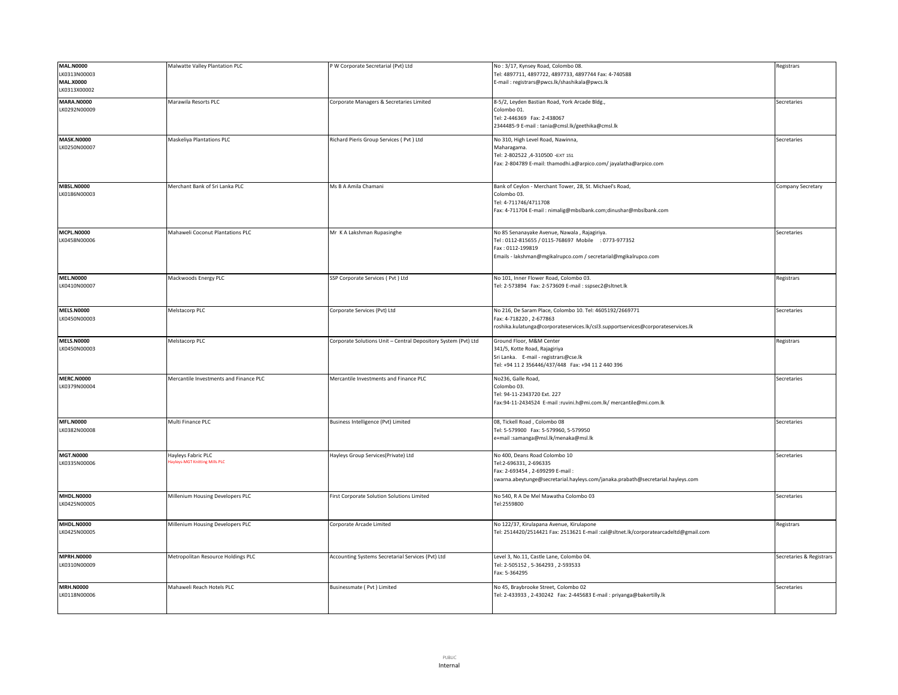| | | | | |
|---|---|---|---|---|
| **MAL.N0000** LK0313N00003 **MAL.X0000** LK0313X00002 | Malwatte Valley Plantation PLC | P W Corporate Secretarial (Pvt) Ltd | No : 3/17, Kynsey Road, Colombo 08. Tel: 4897711, 4897722, 4897733, 4897744 Fax: 4-740588 E-mail : registrars@pwcs.lk/shashikala@pwcs.lk | Registrars |
| **MARA.N0000** LK0292N00009 | Marawila Resorts PLC | Corporate Managers & Secretaries Limited | 8-5/2, Leyden Bastian Road, York Arcade Bldg., Colombo 01. Tel: 2-446369 Fax: 2-438067 2344485-9 E-mail : tania@cmsl.lk/geethika@cmsl.lk | Secretaries |
| **MASK.N0000** LK0250N00007 | Maskeliya Plantations PLC | Richard Pieris Group Services ( Pvt ) Ltd | No 310, High Level Road, Nawinna, Maharagama. Tel: 2-802522 ,4-310500 -EXT 151 Fax: 2-804789 E-mail: thamodhi.a@arpico.com/ jayalatha@arpico.com | Secretaries |
| **MBSL.N0000** LK0186N00003 | Merchant Bank of Sri Lanka PLC | Ms B A Amila Chamani | Bank of Ceylon - Merchant Tower, 28, St. Michael's Road, Colombo 03. Tel: 4-711746/4711708 Fax: 4-711704 E-mail : nimalig@mbslbank.com;dinushar@mbslbank.com | Company Secretary |
| **MCPL.N0000** LK0458N00006 | Mahaweli Coconut Plantations PLC | Mr K A Lakshman Rupasinghe | No 85 Senanayake Avenue, Nawala , Rajagiriya. Tel : 0112-815655 / 0115-768697 Mobile : 0773-977352 Fax : 0112-199819 Emails - lakshman@mgikalrupco.com / secretarial@mgikalrupco.com | Secretaries |
| **MEL.N0000** LK0410N00007 | Mackwoods Energy PLC | SSP Corporate Services ( Pvt ) Ltd | No 101, Inner Flower Road, Colombo 03. Tel: 2-573894 Fax: 2-573609 E-mail : sspsec2@sltnet.lk | Registrars |
| **MELS.N0000** LK0450N00003 | Melstacorp PLC | Corporate Services (Pvt) Ltd | No 216, De Saram Place, Colombo 10. Tel: 4605192/2669771 Fax: 4-718220 , 2-677863 roshika.kulatunga@corporateservices.lk/csl3.supportservices@corporateservices.lk | Secretaries |
| **MELS.N0000** LK0450N00003 | Melstacorp PLC | Corporate Solutions Unit – Central Depository System (Pvt) Ltd | Ground Floor, M&M Center 341/5, Kotte Road, Rajagiriya Sri Lanka. E-mail - registrars@cse.lk Tel: +94 11 2 356446/437/448 Fax: +94 11 2 440 396 | Registrars |
| **MERC.N0000** LK0379N00004 | Mercantile Investments and Finance PLC | Mercantile Investments and Finance PLC | No236, Galle Road, Colombo 03. Tel: 94-11-2343720 Ext. 227 Fax:94-11-2434524 E-mail :ruvini.h@mi.com.lk/ mercantile@mi.com.lk | Secretaries |
| **MFL.N0000** LK0382N00008 | Multi Finance PLC | Business Intelligence (Pvt) Limited | 08, Tickell Road , Colombo 08 Tel: 5-579900 Fax: 5-579960, 5-579950 e+mail :samanga@msl.lk/menaka@msl.lk | Secretaries |
| **MGT.N0000** LK0335N00006 | Hayleys Fabric PLC Hayleys-MGT Knitting Mills PLC | Hayleys Group Services(Private) Ltd | No 400, Deans Road Colombo 10 Tel:2-696331, 2-696335 Fax: 2-693454 , 2-699299 E-mail : swarna.abeytunge@secretarial.hayleys.com/janaka.prabath@secretarial.hayleys.com | Secretaries |
| **MHDL.N0000** LK0425N00005 | Millenium Housing Developers PLC | First Corporate Solution Solutions Limited | No 540, R A De Mel Mawatha Colombo 03 Tel:2559800 | Secretaries |
| **MHDL.N0000** LK0425N00005 | Millenium Housing Developers PLC | Corporate Arcade Limited | No 122/37, Kirulapana Avenue, Kirulapone Tel: 2514420/2514421 Fax: 2513621 E-mail :cal@sltnet.lk/corporatearcadeltd@gmail.com | Registrars |
| **MPRH.N0000** LK0310N00009 | Metropolitan Resource Holdings PLC | Accounting Systems Secretarial Services (Pvt) Ltd | Level 3, No.11, Castle Lane, Colombo 04. Tel: 2-505152 , 5-364293 , 2-593533 Fax: 5-364295 | Secretaries & Registrars |
| **MRH.N0000** LK0118N00006 | Mahaweli Reach Hotels PLC | Businessmate ( Pvt ) Limited | No 45, Braybrooke Street, Colombo 02 Tel: 2-433933 , 2-430242 Fax: 2-445683 E-mail : priyanga@bakertilly.lk | Secretaries |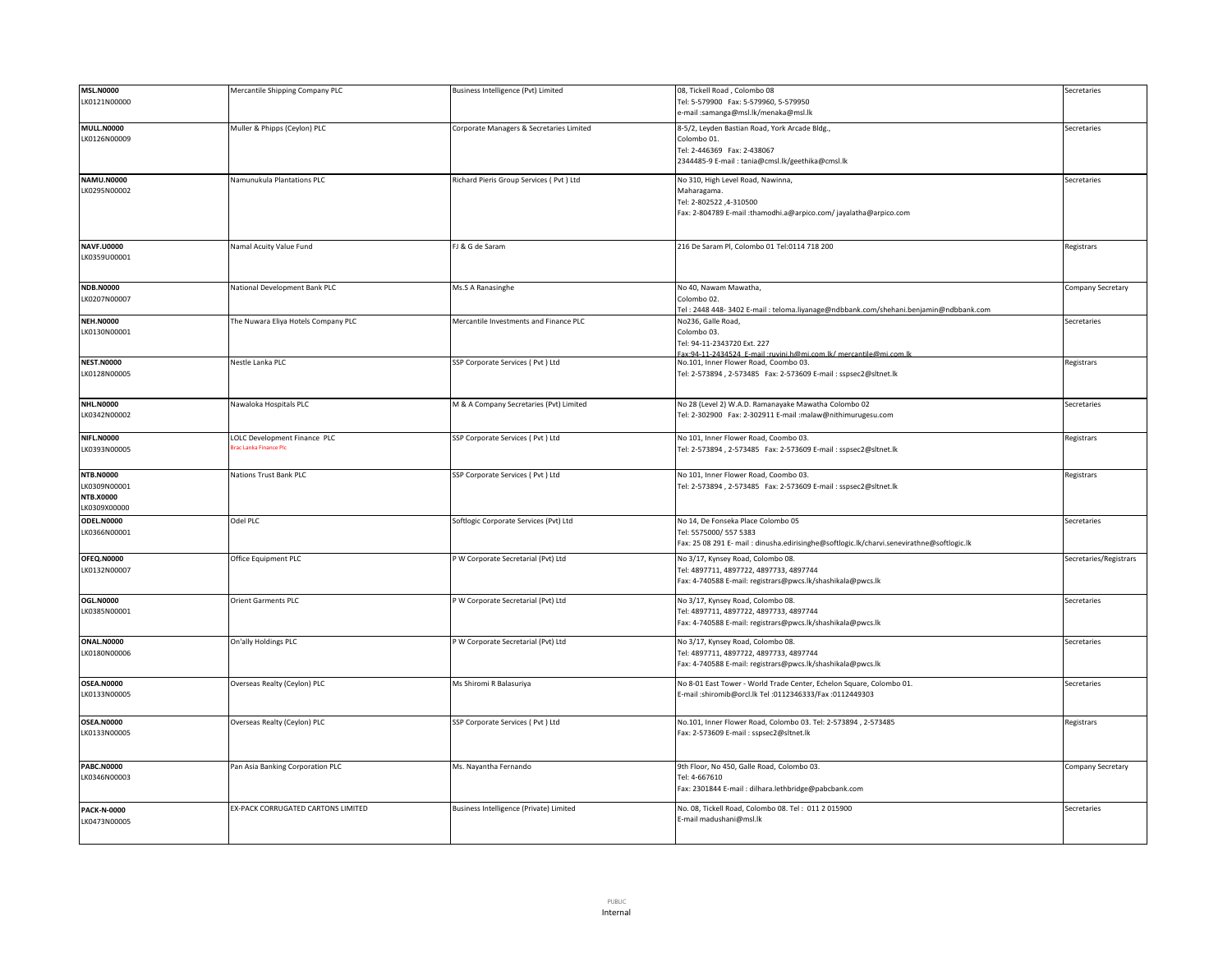| | | | | |
|---|---|---|---|---|
| **MSL.N0000**<br>LK0121N00000 | Mercantile Shipping Company PLC | Business Intelligence (Pvt) Limited | 08, Tickell Road , Colombo 08<br>Tel: 5-579900 Fax: 5-579960, 5-579950<br>e-mail :samanga@msl.lk/menaka@msl.lk | Secretaries |
| **MULL.N0000**<br>LK0126N00009 | Muller & Phipps (Ceylon) PLC | Corporate Managers & Secretaries Limited | 8-5/2, Leyden Bastian Road, York Arcade Bldg.,<br>Colombo 01.<br>Tel: 2-446369 Fax: 2-438067<br>2344485-9 E-mail : tania@cmsl.lk/geethika@cmsl.lk | Secretaries |
| **NAMU.N0000**<br>LK0295N00002 | Namunukula Plantations PLC | Richard Pieris Group Services ( Pvt ) Ltd | No 310, High Level Road, Nawinna,<br>Maharagama.<br>Tel: 2-802522 ,4-310500<br>Fax: 2-804789 E-mail :thamodhi.a@arpico.com/ jayalatha@arpico.com | Secretaries |
| **NAVF.U0000**<br>LK0359U00001 | Namal Acuity Value Fund | FJ & G de Saram | 216 De Saram Pl, Colombo 01 Tel:0114 718 200 | Registrars |
| **NDB.N0000**<br>LK0207N00007 | National Development Bank PLC | Ms.S A Ranasinghe | No 40, Nawam Mawatha,<br>Colombo 02.<br>Tel : 2448 448- 3402 E-mail : teloma.liyanage@ndbbank.com/shehani.benjamin@ndbbank.com | Company Secretary |
| **NEH.N0000**<br>LK0130N00001 | The Nuwara Eliya Hotels Company PLC | Mercantile Investments and Finance PLC | No236, Galle Road,<br>Colombo 03.<br>Tel: 94-11-2343720 Ext. 227<br>Fax:94-11-2434524 E-mail :ruvini.h@mi.com.lk/ mercantile@mi.com.lk | Secretaries |
| **NEST.N0000**<br>LK0128N00005 | Nestle Lanka PLC | SSP Corporate Services ( Pvt ) Ltd | No.101, Inner Flower Road, Coombo 03.<br>Tel: 2-573894 , 2-573485 Fax: 2-573609 E-mail : sspsec2@sltnet.lk | Registrars |
| **NHL.N0000**<br>LK0342N00002 | Nawaloka Hospitals PLC | M & A Company Secretaries (Pvt) Limited | No 28 (Level 2) W.A.D. Ramanayake Mawatha Colombo 02<br>Tel: 2-302900 Fax: 2-302911 E-mail :malaw@nithimurugesu.com | Secretaries |
| **NIFL.N0000**<br>LK0393N00005 | LOLC Development Finance PLC<br>Brac Lanka Finance Plc | SSP Corporate Services ( Pvt ) Ltd | No 101, Inner Flower Road, Coombo 03.<br>Tel: 2-573894 , 2-573485 Fax: 2-573609 E-mail : sspsec2@sltnet.lk | Registrars |
| **NTB.N0000**<br>LK0309N00001<br>**NTB.X0000**<br>LK0309X00000 | Nations Trust Bank PLC | SSP Corporate Services ( Pvt ) Ltd | No 101, Inner Flower Road, Coombo 03.<br>Tel: 2-573894 , 2-573485 Fax: 2-573609 E-mail : sspsec2@sltnet.lk | Registrars |
| **ODEL.N0000**<br>LK0366N00001 | Odel PLC | Softlogic Corporate Services (Pvt) Ltd | No 14, De Fonseka Place Colombo 05<br>Tel: 5575000/ 557 5383<br>Fax: 25 08 291 E- mail : dinusha.edirisinghe@softlogic.lk/charvi.senevirathne@softlogic.lk | Secretaries |
| **OFEQ.N0000**<br>LK0132N00007 | Office Equipment PLC | P W Corporate Secretarial (Pvt) Ltd | No 3/17, Kynsey Road, Colombo 08.<br>Tel: 4897711, 4897722, 4897733, 4897744<br>Fax: 4-740588 E-mail: registrars@pwcs.lk/shashikala@pwcs.lk | Secretaries/Registrars |
| **OGL.N0000**<br>LK0385N00001 | Orient Garments PLC | P W Corporate Secretarial (Pvt) Ltd | No 3/17, Kynsey Road, Colombo 08.<br>Tel: 4897711, 4897722, 4897733, 4897744<br>Fax: 4-740588 E-mail: registrars@pwcs.lk/shashikala@pwcs.lk | Secretaries |
| **ONAL.N0000**<br>LK0180N00006 | On'ally Holdings PLC | P W Corporate Secretarial (Pvt) Ltd | No 3/17, Kynsey Road, Colombo 08.<br>Tel: 4897711, 4897722, 4897733, 4897744<br>Fax: 4-740588 E-mail: registrars@pwcs.lk/shashikala@pwcs.lk | Secretaries |
| **OSEA.N0000**<br>LK0133N00005 | Overseas Realty (Ceylon) PLC | Ms Shiromi R Balasuriya | No 8-01 East Tower - World Trade Center, Echelon Square, Colombo 01.<br>E-mail :shiromib@orcl.lk Tel :0112346333/Fax :0112449303 | Secretaries |
| **OSEA.N0000**<br>LK0133N00005 | Overseas Realty (Ceylon) PLC | SSP Corporate Services ( Pvt ) Ltd | No.101, Inner Flower Road, Colombo 03. Tel: 2-573894 , 2-573485<br>Fax: 2-573609 E-mail : sspsec2@sltnet.lk | Registrars |
| **PABC.N0000**<br>LK0346N00003 | Pan Asia Banking Corporation PLC | Ms. Nayantha Fernando | 9th Floor, No 450, Galle Road, Colombo 03.<br>Tel: 4-667610<br>Fax: 2301844 E-mail : dilhara.lethbridge@pabcbank.com | Company Secretary |
| **PACK-N-0000**<br>LK0473N00005 | EX-PACK CORRUGATED CARTONS LIMITED | Business Intelligence (Private) Limited | No. 08, Tickell Road, Colombo 08. Tel : 011 2 015900<br>E-mail madushani@msl.lk | Secretaries |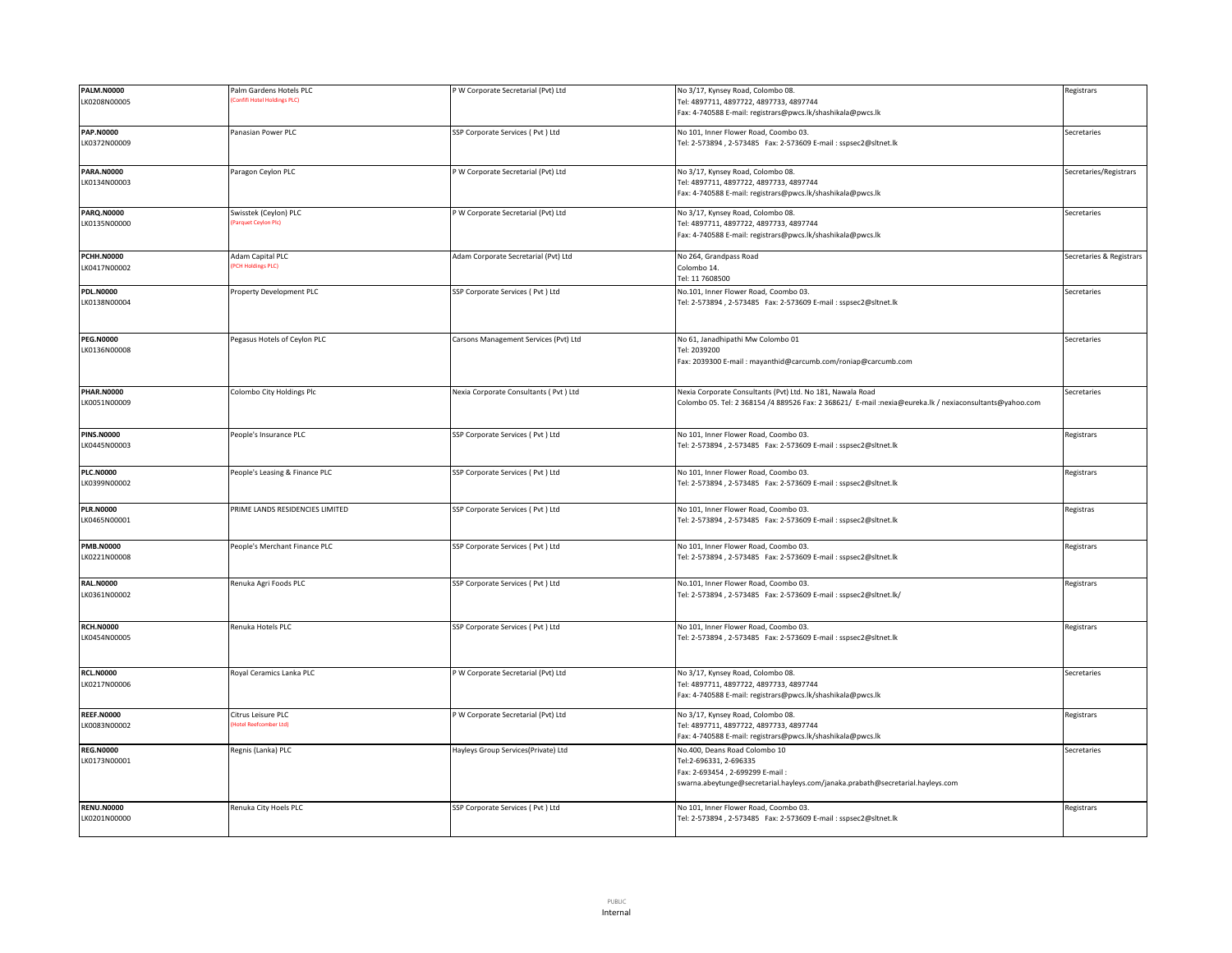| | | | | |
|---|---|---|---|---|
| **PALM.N0000**<br>LK0208N00005 | Palm Gardens Hotels PLC<br>(Confifi Hotel Holdings PLC) | P W Corporate Secretarial (Pvt) Ltd | No 3/17, Kynsey Road, Colombo 08.<br>Tel: 4897711, 4897722, 4897733, 4897744<br>Fax: 4-740588 E-mail: registrars@pwcs.lk/shashikala@pwcs.lk | Registrars |
| **PAP.N0000**<br>LK0372N00009 | Panasian Power PLC | SSP Corporate Services ( Pvt ) Ltd | No 101, Inner Flower Road, Coombo 03.<br>Tel: 2-573894 , 2-573485 Fax: 2-573609 E-mail : sspsec2@sltnet.lk | Secretaries |
| **PARA.N0000**<br>LK0134N00003 | Paragon Ceylon PLC | P W Corporate Secretarial (Pvt) Ltd | No 3/17, Kynsey Road, Colombo 08.<br>Tel: 4897711, 4897722, 4897733, 4897744<br>Fax: 4-740588 E-mail: registrars@pwcs.lk/shashikala@pwcs.lk | Secretaries/Registrars |
| **PARQ.N0000**<br>LK0135N00000 | Swisstek (Ceylon) PLC<br>(Parquet Ceylon Plc) | P W Corporate Secretarial (Pvt) Ltd | No 3/17, Kynsey Road, Colombo 08.<br>Tel: 4897711, 4897722, 4897733, 4897744<br>Fax: 4-740588 E-mail: registrars@pwcs.lk/shashikala@pwcs.lk | Secretaries |
| **PCHH.N0000**<br>LK0417N00002 | Adam Capital PLC<br>(PCH Holdings PLC) | Adam Corporate Secretarial (Pvt) Ltd | No 264, Grandpass Road<br>Colombo 14.<br>Tel: 11 7608500 | Secretaries & Registrars |
| **PDL.N0000**<br>LK0138N00004 | Property Development PLC | SSP Corporate Services ( Pvt ) Ltd | No.101, Inner Flower Road, Coombo 03.<br>Tel: 2-573894 , 2-573485 Fax: 2-573609 E-mail : sspsec2@sltnet.lk | Secretaries |
| **PEG.N0000**<br>LK0136N00008 | Pegasus Hotels of Ceylon PLC | Carsons Management Services (Pvt) Ltd | No 61, Janadhipathi Mw Colombo 01<br>Tel: 2039200<br>Fax: 2039300 E-mail : mayanthid@carcumb.com/roniap@carcumb.com | Secretaries |
| **PHAR.N0000**<br>LK0051N00009 | Colombo City Holdings Plc | Nexia Corporate Consultants ( Pvt ) Ltd | Nexia Corporate Consultants (Pvt) Ltd. No 181, Nawala Road<br>Colombo 05. Tel: 2 368154 /4 889526 Fax: 2 368621/ E-mail :nexia@eureka.lk / nexiaconsultants@yahoo.com | Secretaries |
| **PINS.N0000**<br>LK0445N00003 | People's Insurance PLC | SSP Corporate Services ( Pvt ) Ltd | No 101, Inner Flower Road, Coombo 03.<br>Tel: 2-573894 , 2-573485 Fax: 2-573609 E-mail : sspsec2@sltnet.lk | Registrars |
| **PLC.N0000**<br>LK0399N00002 | People's Leasing & Finance PLC | SSP Corporate Services ( Pvt ) Ltd | No 101, Inner Flower Road, Coombo 03.<br>Tel: 2-573894 , 2-573485 Fax: 2-573609 E-mail : sspsec2@sltnet.lk | Registrars |
| **PLR.N0000**<br>LK0465N00001 | PRIME LANDS RESIDENCIES LIMITED | SSP Corporate Services ( Pvt ) Ltd | No 101, Inner Flower Road, Coombo 03.<br>Tel: 2-573894 , 2-573485 Fax: 2-573609 E-mail : sspsec2@sltnet.lk | Registras |
| **PMB.N0000**<br>LK0221N00008 | People's Merchant Finance PLC | SSP Corporate Services ( Pvt ) Ltd | No 101, Inner Flower Road, Coombo 03.<br>Tel: 2-573894 , 2-573485 Fax: 2-573609 E-mail : sspsec2@sltnet.lk | Registrars |
| **RAL.N0000**<br>LK0361N00002 | Renuka Agri Foods PLC | SSP Corporate Services ( Pvt ) Ltd | No.101, Inner Flower Road, Coombo 03.<br>Tel: 2-573894 , 2-573485 Fax: 2-573609 E-mail : sspsec2@sltnet.lk/ | Registrars |
| **RCH.N0000**<br>LK0454N00005 | Renuka Hotels PLC | SSP Corporate Services ( Pvt ) Ltd | No 101, Inner Flower Road, Coombo 03.<br>Tel: 2-573894 , 2-573485 Fax: 2-573609 E-mail : sspsec2@sltnet.lk | Registrars |
| **RCL.N0000**<br>LK0217N00006 | Royal Ceramics Lanka PLC | P W Corporate Secretarial (Pvt) Ltd | No 3/17, Kynsey Road, Colombo 08.<br>Tel: 4897711, 4897722, 4897733, 4897744<br>Fax: 4-740588 E-mail: registrars@pwcs.lk/shashikala@pwcs.lk | Secretaries |
| **REEF.N0000**<br>LK0083N00002 | Citrus Leisure PLC<br>(Hotel Reefcomber Ltd) | P W Corporate Secretarial (Pvt) Ltd | No 3/17, Kynsey Road, Colombo 08.<br>Tel: 4897711, 4897722, 4897733, 4897744<br>Fax: 4-740588 E-mail: registrars@pwcs.lk/shashikala@pwcs.lk | Registrars |
| **REG.N0000**<br>LK0173N00001 | Regnis (Lanka) PLC | Hayleys Group Services(Private) Ltd | No.400, Deans Road Colombo 10<br>Tel:2-696331, 2-696335<br>Fax: 2-693454 , 2-699299 E-mail :<br>swarna.abeytunge@secretarial.hayleys.com/janaka.prabath@secretarial.hayleys.com | Secretaries |
| **RENU.N0000**<br>LK0201N00000 | Renuka City Hoels PLC | SSP Corporate Services ( Pvt ) Ltd | No 101, Inner Flower Road, Coombo 03.<br>Tel: 2-573894 , 2-573485 Fax: 2-573609 E-mail : sspsec2@sltnet.lk | Registrars |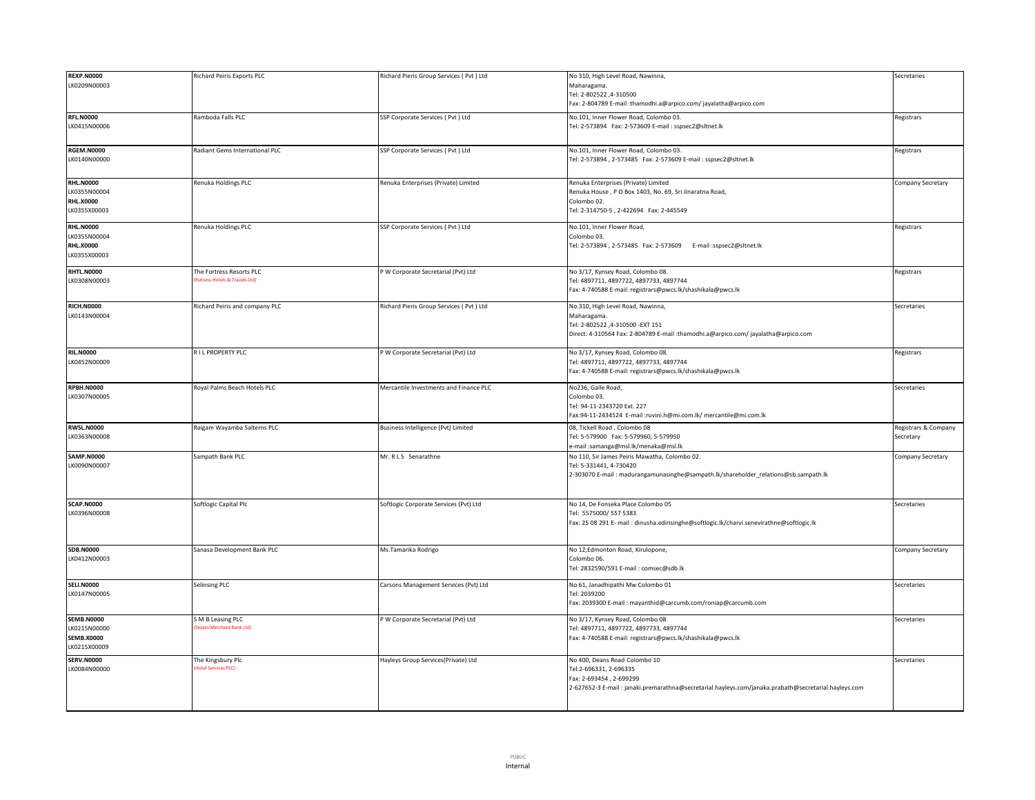| | | | | |
|---|---|---|---|---|
| **REXP.N0000**<br>LK0209N00003 | Richard Peiris Exports PLC | Richard Pieris Group Services ( Pvt ) Ltd | No 310, High Level Road, Nawinna,<br>Maharagama.<br>Tel: 2-802522 ,4-310500<br>Fax: 2-804789 E-mail :thamodhi.a@arpico.com/ jayalatha@arpico.com | Secretaries |
| **RFL.N0000**<br>LK0415N00006 | Ramboda Falls PLC | SSP Corporate Services ( Pvt ) Ltd | No.101, Inner Flower Road, Colombo 03.<br>Tel: 2-573894 Fax: 2-573609 E-mail : sspsec2@sltnet.lk | Registrars |
| **RGEM.N0000**<br>LK0140N00000 | Radiant Gems International PLC | SSP Corporate Services ( Pvt ) Ltd | No.101, Inner Flower Road, Colombo 03.<br>Tel: 2-573894 , 2-573485 Fax: 2-573609 E-mail : sspsec2@sltnet.lk | Registrars |
| **RHL.N0000**<br>LK0355N00004<br>**RHL.X0000**<br>LK0355X00003 | Renuka Holdings PLC | Renuka Enterprises (Private) Limited | Renuka Enterprises (Private) Limited<br>Renuka House , P O Box 1403, No. 69, Sri Jinaratna Road,<br>Colombo 02.<br>Tel: 2-314750-5 , 2-422694 Fax: 2-445549 | Company Secretary |
| **RHL.N0000**<br>LK0355N00004<br>**RHL.X0000**<br>LK0355X00003 | Renuka Holdings PLC | SSP Corporate Services ( Pvt ) Ltd | No.101, Inner Flower Road,<br>Colombo 03.<br>Tel: 2-573894 , 2-573485 Fax: 2-573609 E-mail :sspsec2@sltnet.lk | Registrars |
| **RHTL.N0000**<br>LK0308N00003 | The Fortress Resorts PLC<br>(Ruhunu Hotels & Travels Ltd) | P W Corporate Secretarial (Pvt) Ltd | No 3/17, Kynsey Road, Colombo 08.<br>Tel: 4897711, 4897722, 4897733, 4897744<br>Fax: 4-740588 E-mail: registrars@pwcs.lk/shashikala@pwcs.lk | Registrars |
| **RICH.N0000**<br>LK0143N00004 | Richard Peiris and company PLC | Richard Pieris Group Services ( Pvt ) Ltd | No.310, High Level Road, Nawinna,<br>Maharagama.<br>Tel: 2-802522 ,4-310500 -EXT 151<br>Direct: 4-310564 Fax: 2-804789 E-mail :thamodhi.a@arpico.com/ jayalatha@arpico.com | Secretaries |
| **RIL.N0000**<br>LK0452N00009 | R I L PROPERTY PLC | P W Corporate Secretarial (Pvt) Ltd | No 3/17, Kynsey Road, Colombo 08.<br>Tel: 4897711, 4897722, 4897733, 4897744<br>Fax: 4-740588 E-mail: registrars@pwcs.lk/shashikala@pwcs.lk | Registrars |
| **RPBH.N0000**<br>LK0307N00005 | Royal Palms Beach Hotels PLC | Mercantile Investments and Finance PLC | No236, Galle Road,<br>Colombo 03.<br>Tel: 94-11-2343720 Ext. 227<br>Fax:94-11-2434524 E-mail :ruvini.h@mi.com.lk/ mercantile@mi.com.lk | Secretaries |
| **RWSL.N0000**<br>LK0363N00008 | Raigam Wayamba Salterns PLC | Business Intelligence (Pvt) Limited | 08, Tickell Road , Colombo 08<br>Tel: 5-579900 Fax: 5-579960, 5-579950<br>e-mail :samanga@msl.lk/menaka@msl.lk | Registrars & Company Secretary |
| **SAMP.N0000**<br>LK0090N00007 | Sampath Bank PLC | Mr. R L S Senarathne | No 110, Sir James Peiris Mawatha, Colombo 02.<br>Tel: 5-331441, 4-730420<br>2-303070 E-mail : madurangamunasinghe@sampath.lk/shareholder_relations@sb.sampath.lk | Company Secretary |
| **SCAP.N0000**<br>LK0396N00008 | Softlogic Capital Plc | Softlogic Corporate Services (Pvt) Ltd | No 14, De Fonseka Place Colombo 05<br>Tel: 5575000/ 557 5383<br>Fax: 25 08 291 E- mail : dinusha.edirisinghe@softlogic.lk/charvi.senevirathne@softlogic.lk | Secretaries |
| **SDB.N0000**<br>LK0412N00003 | Sanasa Development Bank PLC | Ms.Tamarika Rodrigo | No 12,Edmonton Road, Kirulopone,<br>Colombo 06.<br>Tel: 2832590/591 E-mail : comsec@sdb.lk | Company Secretary |
| **SELI.N0000**<br>LK0147N00005 | Selinsing PLC | Carsons Management Services (Pvt) Ltd | No 61, Janadhipathi Mw Colombo 01<br>Tel: 2039200<br>Fax: 2039300 E-mail : mayanthid@carcumb.com/roniap@carcumb.com | Secretaries |
| **SEMB.N0000**<br>LK0215N00000<br>**SEMB.X0000**<br>LK0215X00009 | S M B Leasing PLC<br>(Seylan Merchant Bank Ltd) | P W Corporate Secretarial (Pvt) Ltd | No 3/17, Kynsey Road, Colombo 08.<br>Tel: 4897711, 4897722, 4897733, 4897744<br>Fax: 4-740588 E-mail: registrars@pwcs.lk/shashikala@pwcs.lk | Secretaries |
| **SERV.N0000**<br>LK0084N00000 | The Kingsbury Plc<br>(Hotel Services PLC) | Hayleys Group Services(Private) Ltd | No 400, Deans Road Colombo 10<br>Tel:2-696331, 2-696335<br>Fax: 2-693454 , 2-699299<br>2-627652-3 E-mail : janaki.premarathna@secretarial.hayleys.com/janaka.prabath@secretarial.hayleys.com | Secretaries |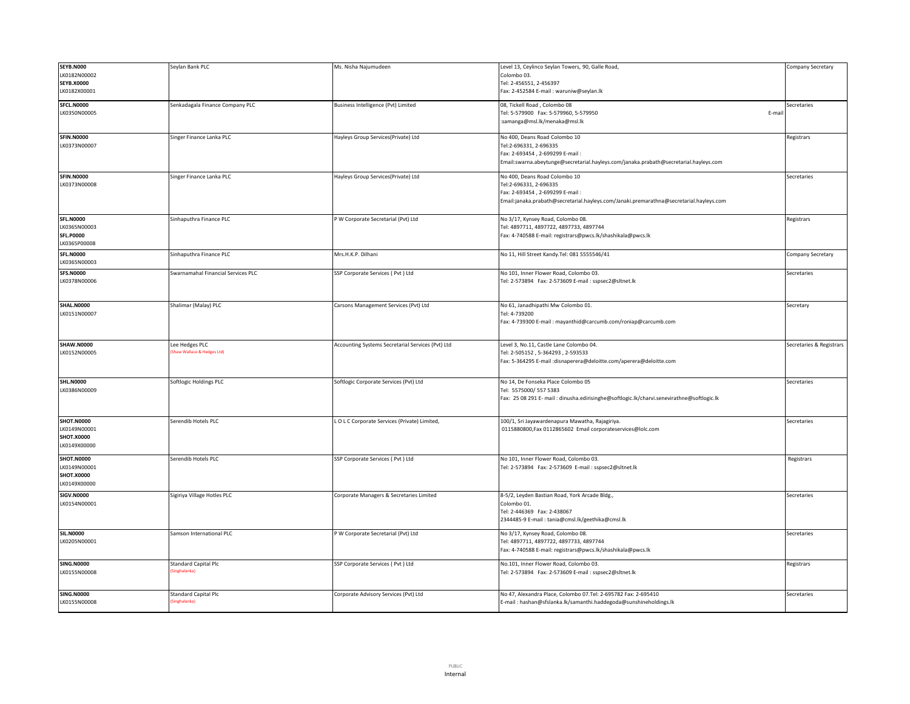| | | | | |
|---|---|---|---|---|
| **SEYB.N000**<br>LK0182N00002<br>**SEYB.X0000**<br>LK0182X00001 | Seylan Bank PLC | Ms. Nisha Najumudeen | Level 13, Ceylinco Seylan Towers, 90, Galle Road,<br>Colombo 03.<br>Tel: 2-456551, 2-456397<br>Fax: 2-452584 E-mail : waruniw@seylan.lk | Company Secretary |
| **SFCL.N0000**<br>LK0350N00005 | Senkadagala Finance Company PLC | Business Intelligence (Pvt) Limited | 08, Tickell Road , Colombo 08<br>Tel: 5-579900 Fax: 5-579960, 5-579950 E-mail<br>:samanga@msl.lk/menaka@msl.lk | Secretaries |
| **SFIN.N0000**<br>LK0373N00007 | Singer Finance Lanka PLC | Hayleys Group Services(Private) Ltd | No 400, Deans Road Colombo 10<br>Tel:2-696331, 2-696335<br>Fax: 2-693454 , 2-699299 E-mail :<br>Email:swarna.abeytunge@secretarial.hayleys.com/janaka.prabath@secretarial.hayleys.com | Registrars |
| **SFIN.N0000**<br>LK0373N00008 | Singer Finance Lanka PLC | Hayleys Group Services(Private) Ltd | No 400, Deans Road Colombo 10<br>Tel:2-696331, 2-696335<br>Fax: 2-693454 , 2-699299 E-mail :<br>Email:janaka.prabath@secretarial.hayleys.com/Janaki.premarathna@secretarial.hayleys.com | Secretaries |
| **SFL.N0000**<br>LK0365N00003<br>**SFL.P0000**<br>LK0365P00008 | Sinhaputhra Finance PLC | P W Corporate Secretarial (Pvt) Ltd | No 3/17, Kynsey Road, Colombo 08.<br>Tel: 4897711, 4897722, 4897733, 4897744<br>Fax: 4-740588 E-mail: registrars@pwcs.lk/shashikala@pwcs.lk | Registrars |
| **SFL.N0000**<br>LK0365N00003 | Sinhaputhra Finance PLC | Mrs.H.K.P. Dilhani | No 11, Hill Street Kandy.Tel: 081 5555546/41 | Company Secretary |
| **SFS.N0000**<br>LK0378N00006 | Swarnamahal Financial Services PLC | SSP Corporate Services ( Pvt ) Ltd | No 101, Inner Flower Road, Colombo 03.<br>Tel: 2-573894 Fax: 2-573609 E-mail : sspsec2@sltnet.lk | Secretaries |
| **SHAL.N0000**<br>LK0151N00007 | Shalimar (Malay) PLC | Carsons Management Services (Pvt) Ltd | No 61, Janadhipathi Mw Colombo 01.<br>Tel: 4-739200<br>Fax: 4-739300 E-mail : mayanthid@carcumb.com/roniap@carcumb.com | Secretary |
| **SHAW.N0000**<br>LK0152N00005 | Lee Hedges PLC<br>(Shaw Wallace & Hedges Ltd) | Accounting Systems Secretarial Services (Pvt) Ltd | Level 3, No.11, Castle Lane Colombo 04.<br>Tel: 2-505152 , 5-364293 , 2-593533<br>Fax: 5-364295 E-mail :disnaperera@deloitte.com/aperera@deloitte.com | Secretaries & Registrars |
| **SHL.N0000**<br>LK0386N00009 | Softlogic Holdings PLC | Softlogic Corporate Services (Pvt) Ltd | No 14, De Fonseka Place Colombo 05<br>Tel: 5575000/ 557 5383<br>Fax: 25 08 291 E- mail : dinusha.edirisinghe@softlogic.lk/charvi.senevirathne@softlogic.lk | Secretaries |
| **SHOT.N0000**<br>LK0149N00001<br>**SHOT.X0000**<br>LK0149X00000 | Serendib Hotels PLC | L O L C Corporate Services (Private) Limited, | 100/1, Sri Jayawardenapura Mawatha, Rajagiriya.<br>0115880800,Fax 0112865602 Email corporateservices@lolc.com | Secretaries |
| **SHOT.N0000**<br>LK0149N00001<br>**SHOT.X0000**<br>LK0149X00000 | Serendib Hotels PLC | SSP Corporate Services ( Pvt ) Ltd | No 101, Inner Flower Road, Colombo 03.<br>Tel: 2-573894 Fax: 2-573609 E-mail : sspsec2@sltnet.lk | Registrars |
| **SIGV.N0000**<br>LK0154N00001 | Sigiriya Village Hotles PLC | Corporate Managers & Secretaries Limited | 8-5/2, Leyden Bastian Road, York Arcade Bldg.,<br>Colombo 01.<br>Tel: 2-446369 Fax: 2-438067<br>2344485-9 E-mail : tania@cmsl.lk/geethika@cmsl.lk | Secretaries |
| **SIL.N0000**<br>LK0205N00001 | Samson International PLC | P W Corporate Secretarial (Pvt) Ltd | No 3/17, Kynsey Road, Colombo 08.<br>Tel: 4897711, 4897722, 4897733, 4897744<br>Fax: 4-740588 E-mail: registrars@pwcs.lk/shashikala@pwcs.lk | Secretaries |
| **SING.N0000**<br>LK0155N00008 | Standard Capital Plc<br>(Singhalanka) | SSP Corporate Services ( Pvt ) Ltd | No.101, Inner Flower Road, Colombo 03.<br>Tel: 2-573894 Fax: 2-573609 E-mail : sspsec2@sltnet.lk | Registrars |
| **SING.N0000**<br>LK0155N00008 | Standard Capital Plc<br>(Singhalanka) | Corporate Advisory Services (Pvt) Ltd | No 47, Alexandra Place, Colombo 07.Tel: 2-695782 Fax: 2-695410<br>E-mail : hashan@sfslanka.lk/samanthi.haddegoda@sunshineholdings.lk | Secretaries |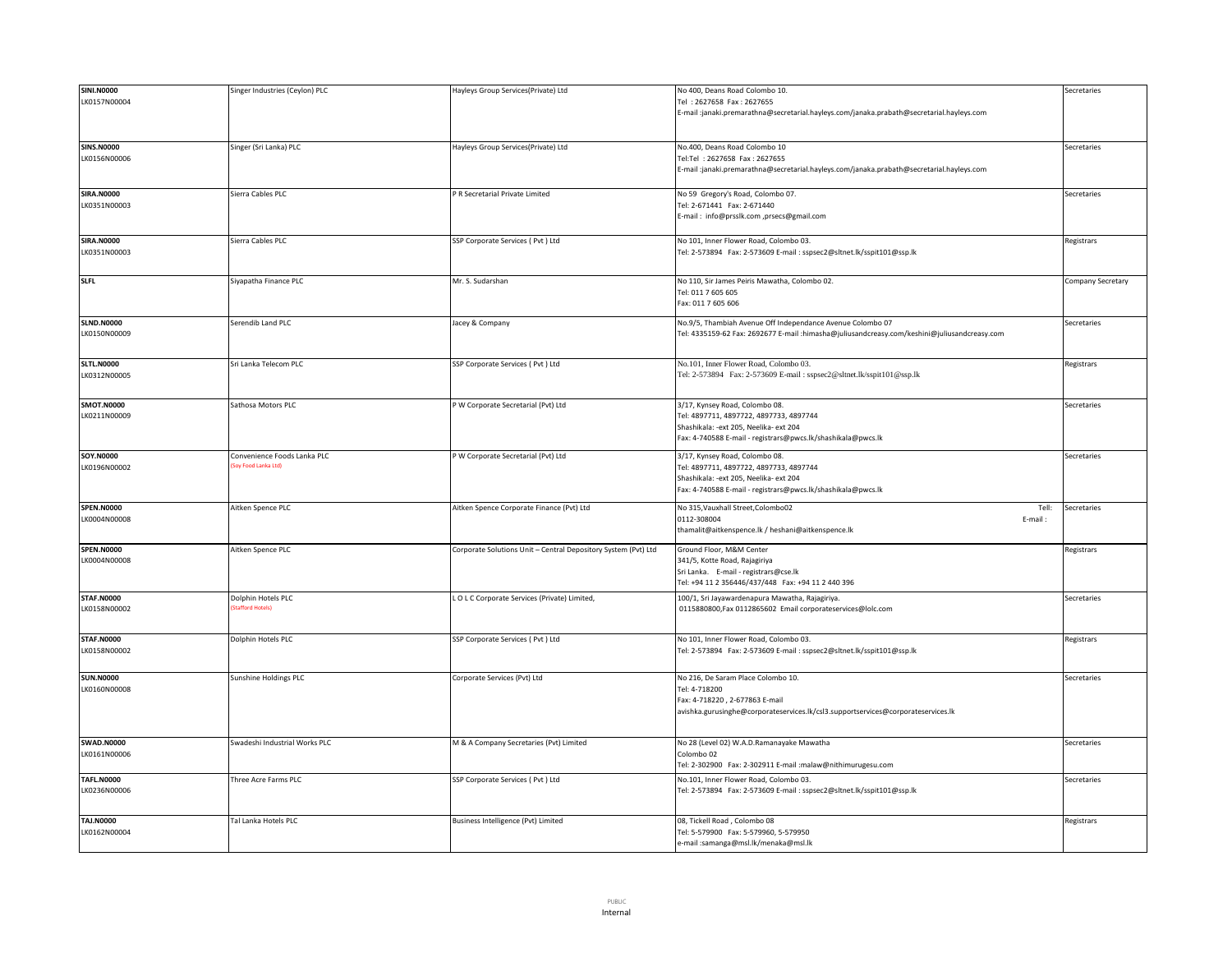| | | | | |
|---|---|---|---|---|
| **SINI.N0000**<br>LK0157N00004 | Singer Industries (Ceylon) PLC | Hayleys Group Services(Private) Ltd | No 400, Deans Road Colombo 10.<br>Tel : 2627658 Fax : 2627655<br>E-mail :janaki.premarathna@secretarial.hayleys.com/janaka.prabath@secretarial.hayleys.com | Secretaries |
| **SINS.N0000**<br>LK0156N00006 | Singer (Sri Lanka) PLC | Hayleys Group Services(Private) Ltd | No.400, Deans Road Colombo 10<br>Tel:Tel : 2627658 Fax : 2627655<br>E-mail :janaki.premarathna@secretarial.hayleys.com/janaka.prabath@secretarial.hayleys.com | Secretaries |
| **SIRA.N0000**<br>LK0351N00003 | Sierra Cables PLC | P R Secretarial Private Limited | No 59 Gregory's Road, Colombo 07.<br>Tel: 2-671441 Fax: 2-671440<br>E-mail : info@prsslk.com ,prsecs@gmail.com | Secretaries |
| **SIRA.N0000**<br>LK0351N00003 | Sierra Cables PLC | SSP Corporate Services ( Pvt ) Ltd | No 101, Inner Flower Road, Colombo 03.<br>Tel: 2-573894 Fax: 2-573609 E-mail : sspsec2@sltnet.lk/sspit101@ssp.lk | Registrars |
| **SLFL** | Siyapatha Finance PLC | Mr. S. Sudarshan | No 110, Sir James Peiris Mawatha, Colombo 02.<br>Tel: 011 7 605 605<br>Fax: 011 7 605 606 | Company Secretary |
| **SLND.N0000**<br>LK0150N00009 | Serendib Land PLC | Jacey & Company | No.9/5, Thambiah Avenue Off Independance Avenue Colombo 07<br>Tel: 4335159-62 Fax: 2692677 E-mail :himasha@juliusandcreasy.com/keshini@juliusandcreasy.com | Secretaries |
| **SLTL.N0000**<br>LK0312N00005 | Sri Lanka Telecom PLC | SSP Corporate Services ( Pvt ) Ltd | No.101, Inner Flower Road, Colombo 03.<br>Tel: 2-573894 Fax: 2-573609 E-mail : sspsec2@sltnet.lk/sspit101@ssp.lk | Registrars |
| **SMOT.N0000**<br>LK0211N00009 | Sathosa Motors PLC | P W Corporate Secretarial (Pvt) Ltd | 3/17, Kynsey Road, Colombo 08.<br>Tel: 4897711, 4897722, 4897733, 4897744<br>Shashikala: -ext 205, Neelika- ext 204<br>Fax: 4-740588 E-mail - registrars@pwcs.lk/shashikala@pwcs.lk | Secretaries |
| **SOY.N0000**<br>LK0196N00002 | Convenience Foods Lanka PLC<br>(Soy Food Lanka Ltd) | P W Corporate Secretarial (Pvt) Ltd | 3/17, Kynsey Road, Colombo 08.<br>Tel: 4897711, 4897722, 4897733, 4897744<br>Shashikala: -ext 205, Neelika- ext 204<br>Fax: 4-740588 E-mail - registrars@pwcs.lk/shashikala@pwcs.lk | Secretaries |
| **SPEN.N0000**<br>LK0004N00008 | Aitken Spence PLC | Aitken Spence Corporate Finance (Pvt) Ltd | No 315,Vauxhall Street,Colombo02 Tell: 0112-308004 E-mail : thamalit@aitkenspence.lk / heshani@aitkenspence.lk | Secretaries |
| **SPEN.N0000**<br>LK0004N00008 | Aitken Spence PLC | Corporate Solutions Unit – Central Depository System (Pvt) Ltd | Ground Floor, M&M Center<br>341/5, Kotte Road, Rajagiriya<br>Sri Lanka. E-mail - registrars@cse.lk<br>Tel: +94 11 2 356446/437/448 Fax: +94 11 2 440 396 | Registrars |
| **STAF.N0000**<br>LK0158N00002 | Dolphin Hotels PLC<br>(Stafford Hotels) | L O L C Corporate Services (Private) Limited, | 100/1, Sri Jayawardenapura Mawatha, Rajagiriya.<br>0115880800,Fax 0112865602 Email corporateservices@lolc.com | Secretaries |
| **STAF.N0000**<br>LK0158N00002 | Dolphin Hotels PLC | SSP Corporate Services ( Pvt ) Ltd | No 101, Inner Flower Road, Colombo 03.<br>Tel: 2-573894 Fax: 2-573609 E-mail : sspsec2@sltnet.lk/sspit101@ssp.lk | Registrars |
| **SUN.N0000**<br>LK0160N00008 | Sunshine Holdings PLC | Corporate Services (Pvt) Ltd | No 216, De Saram Place Colombo 10.<br>Tel: 4-718200<br>Fax: 4-718220 , 2-677863 E-mail<br>avishka.gurusinghe@corporateservices.lk/csl3.supportservices@corporateservices.lk | Secretaries |
| **SWAD.N0000**<br>LK0161N00006 | Swadeshi Industrial Works PLC | M & A Company Secretaries (Pvt) Limited | No 28 (Level 02) W.A.D.Ramanayake Mawatha<br>Colombo 02<br>Tel: 2-302900 Fax: 2-302911 E-mail :malaw@nithimurugesu.com | Secretaries |
| **TAFL.N0000**<br>LK0236N00006 | Three Acre Farms PLC | SSP Corporate Services ( Pvt ) Ltd | No.101, Inner Flower Road, Colombo 03.<br>Tel: 2-573894 Fax: 2-573609 E-mail : sspsec2@sltnet.lk/sspit101@ssp.lk | Secretaries |
| **TAJ.N0000**<br>LK0162N00004 | Tal Lanka Hotels PLC | Business Intelligence (Pvt) Limited | 08, Tickell Road , Colombo 08<br>Tel: 5-579900 Fax: 5-579960, 5-579950<br>e-mail :samanga@msl.lk/menaka@msl.lk | Registrars |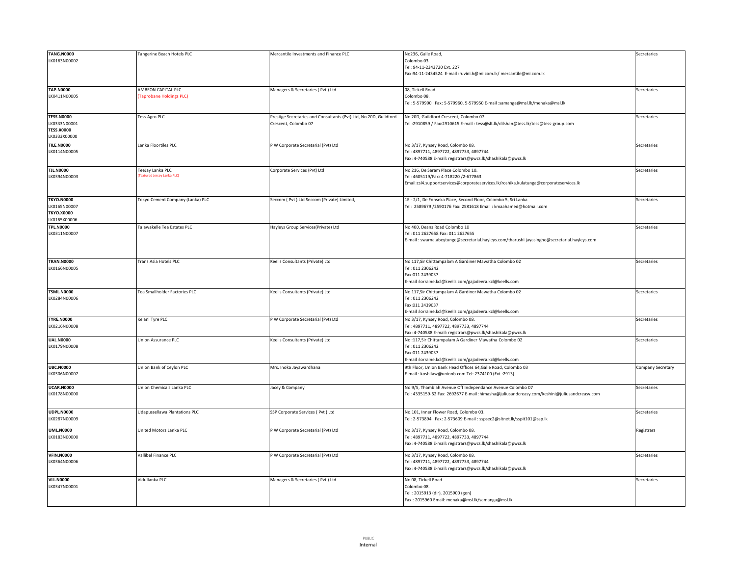| | | | | |
|---|---|---|---|---|
| **TANG.N0000**<br>LK0163N00002 | Tangerine Beach Hotels PLC | Mercantile Investments and Finance PLC | No236, Galle Road,<br>Colombo 03.<br>Tel: 94-11-2343720 Ext. 227<br>Fax:94-11-2434524 E-mail :ruvini.h@mi.com.lk/ mercantile@mi.com.lk | Secretaries |
| **TAP.N0000**<br>LK0411N00005 | AMBEON CAPITAL PLC<br>(Taprobane Holdings PLC) | Managers & Secretaries ( Pvt ) Ltd | 08, Tickell Road<br>Colombo 08.<br>Tel: 5-579900 Fax: 5-579960, 5-579950 E-mail :samanga@msl.lk/menaka@msl.lk | Secretaries |
| **TESS.N0000**<br>LK0333N00001<br>**TESS.X0000**<br>LK0333X00000 | Tess Agro PLC | Prestige Secretaries and Consultants (Pvt) Ltd, No 20D, Guildford Crescent, Colombo 07 | No 20D, Guildford Crescent, Colombo 07.<br>Tel :2910859 / Fax:2910615 E-mail : tess@slt.lk/dilshan@tess.lk/tess@tess-group.com | Secretaries |
| **TILE.N0000**<br>LK0114N00005 | Lanka Floortiles PLC | P W Corporate Secretarial (Pvt) Ltd | No 3/17, Kynsey Road, Colombo 08.<br>Tel: 4897711, 4897722, 4897733, 4897744<br>Fax: 4-740588 E-mail: registrars@pwcs.lk/shashikala@pwcs.lk | Secretaries |
| **TJL.N0000**<br>LK0394N00003 | TeeJay Lanka PLC<br>(Textured Jersey Lanka PLC) | Corporate Services (Pvt) Ltd | No 216, De Saram Place Colombo 10.<br>Tel: 4605119/Fax: 4-718220 /2-677863<br>Email:csl4.supportservices@corporateservices.lk/roshika.kulatunga@corporateservices.lk | Secretaries |
| **TKYO.N0000**<br>LK0165N00007<br>**TKYO.X0000**<br>LK0165X00006 | Tokyo Cement Company (Lanka) PLC | Seccom ( Pvt ) Ltd Seccom (Private) Limited, | 1E - 2/1, De Fonseka Place, Second Floor, Colombo 5, Sri Lanka<br>Tel: 2589679 /2590176 Fax: 2581618 Email : kmaahamed@hotmail.com | Secretaries |
| **TPL.N0000**<br>LK0311N00007 | Talawakelle Tea Estates PLC | Hayleys Group Services(Private) Ltd | No 400, Deans Road Colombo 10<br>Tel: 011 2627658 Fax: 011 2627655<br>E-mail : swarna.abeytunge@secretarial.hayleys.com/tharushi.jayasinghe@secretarial.hayleys.com | Secretaries |
| **TRAN.N0000**<br>LK0166N00005 | Trans Asia Hotels PLC | Keells Consultants (Private) Ltd | No 117,Sir Chittampalam A Gardiner Mawatha Colombo 02<br>Tel: 011 2306242<br>Fax:011 2439037<br>E-mail :lorraine.kcl@keells.com/gajadeera.kcl@keells.com | Secretaries |
| **TSML.N0000**<br>LK0284N00006 | Tea Smallholder Factories PLC | Keells Consultants (Private) Ltd | No 117,Sir Chittampalam A Gardiner Mawatha Colombo 02<br>Tel: 011 2306242<br>Fax:011 2439037<br>E-mail :lorraine.kcl@keells.com/gajadeera.kcl@keells.com | Secretaries |
| **TYRE.N0000**<br>LK0216N00008 | Kelani Tyre PLC | P W Corporate Secretarial (Pvt) Ltd | No 3/17, Kynsey Road, Colombo 08.<br>Tel: 4897711, 4897722, 4897733, 4897744<br>Fax: 4-740588 E-mail: registrars@pwcs.lk/shashikala@pwcs.lk | Secretaries |
| **UAL.N0000**<br>LK0179N00008 | Union Assurance PLC | Keells Consultants (Private) Ltd | No :117,Sir Chittampalam A Gardiner Mawatha Colombo 02<br>Tel: 011 2306242<br>Fax:011 2439037<br>E-mail :lorraine.kcl@keells.com/gajadeera.kcl@keells.com | Secretaries |
| **UBC.N0000**<br>LK0306N00007 | Union Bank of Ceylon PLC | Mrs. Inoka Jayawardhana | 9th Floor, Union Bank Head Offices 64,Galle Road, Colombo 03<br>E-mail : koshilaw@unionb.com Tel: 2374100 (Ext :2913) | Company Secretary |
| **UCAR.N0000**<br>LK0178N00000 | Union Chemicals Lanka PLC | Jacey & Company | No.9/5, Thambiah Avenue Off Independance Avenue Colombo 07<br>Tel: 4335159-62 Fax: 2692677 E-mail :himasha@juliusandcreasy.com/keshini@juliusandcreasy.com | Secretaries |
| **UDPL.N0000**<br>LK0287N00009 | Udapussellawa Plantations PLC | SSP Corporate Services ( Pvt ) Ltd | No.101, Inner Flower Road, Colombo 03.<br>Tel: 2-573894 Fax: 2-573609 E-mail : sspsec2@sltnet.lk/sspit101@ssp.lk | Secretaries |
| **UML.N0000**<br>LK0183N00000 | United Motors Lanka PLC | P W Corporate Secretarial (Pvt) Ltd | No 3/17, Kynsey Road, Colombo 08.<br>Tel: 4897711, 4897722, 4897733, 4897744<br>Fax: 4-740588 E-mail: registrars@pwcs.lk/shashikala@pwcs.lk | Registrars |
| **VFIN.N0000**<br>LK0364N00006 | Vallibel Finance PLC | P W Corporate Secretarial (Pvt) Ltd | No 3/17, Kynsey Road, Colombo 08.<br>Tel: 4897711, 4897722, 4897733, 4897744<br>Fax: 4-740588 E-mail: registrars@pwcs.lk/shashikala@pwcs.lk | Secretaries |
| **VLL.N0000**<br>LK0347N00001 | Vidullanka PLC | Managers & Secretaries ( Pvt ) Ltd | No 08, Tickell Road<br>Colombo 08.<br>Tel : 2015913 (dir), 2015900 (gen)<br>Fax : 2015960 Email: menaka@msl.lk/samanga@msl.lk | Secretaries |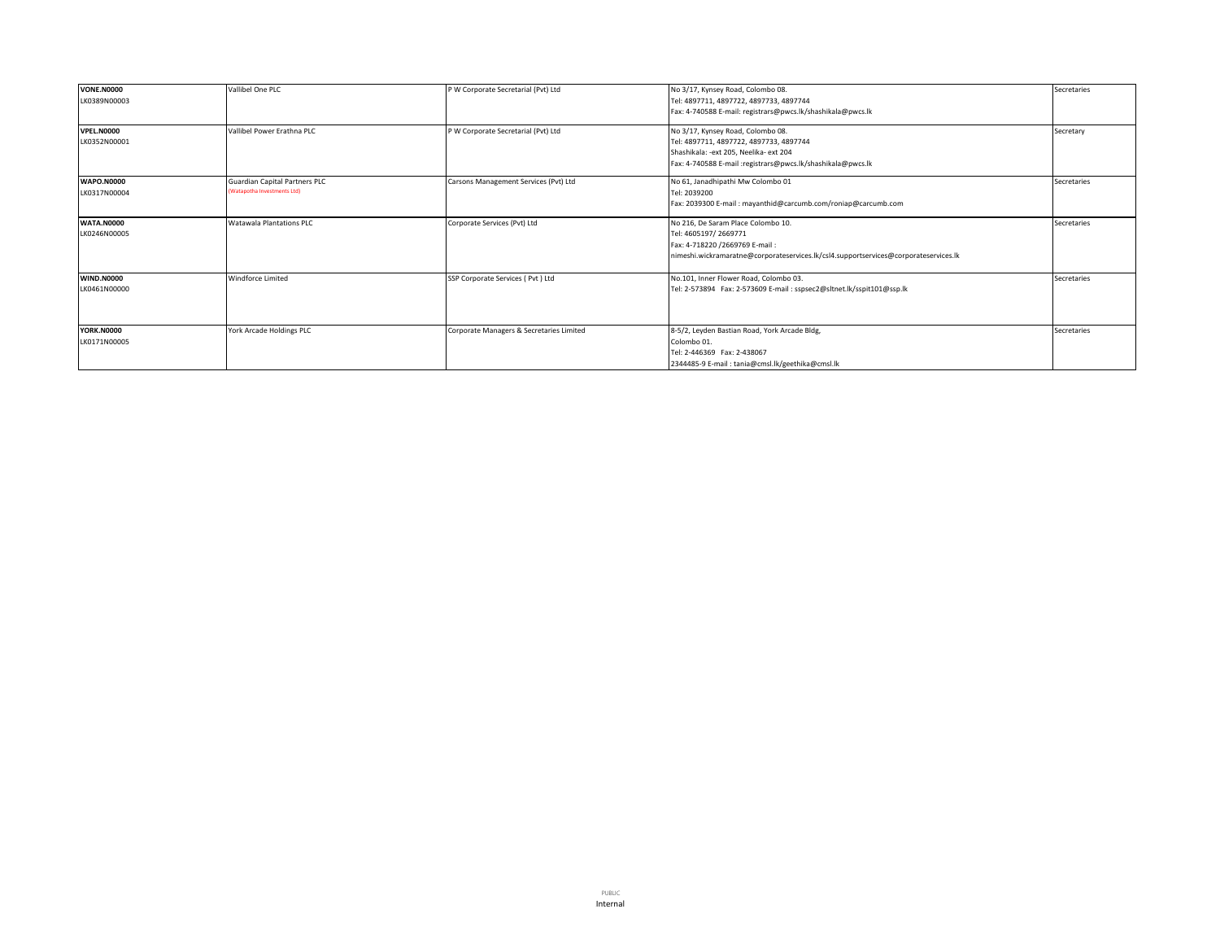| | | | | |
|---|---|---|---|---|
| **VONE.N0000**<br>LK0389N00003 | Vallibel One PLC | P W Corporate Secretarial (Pvt) Ltd | No 3/17, Kynsey Road, Colombo 08.<br>Tel: 4897711, 4897722, 4897733, 4897744<br>Fax: 4-740588 E-mail: registrars@pwcs.lk/shashikala@pwcs.lk | Secretaries |
| **VPEL.N0000**<br>LK0352N00001 | Vallibel Power Erathna PLC | P W Corporate Secretarial (Pvt) Ltd | No 3/17, Kynsey Road, Colombo 08.<br>Tel: 4897711, 4897722, 4897733, 4897744<br>Shashikala: -ext 205, Neelika- ext 204<br>Fax: 4-740588 E-mail :registrars@pwcs.lk/shashikala@pwcs.lk | Secretary |
| **WAPO.N0000**<br>LK0317N00004 | Guardian Capital Partners PLC<br>(Watapotha Investments Ltd) | Carsons Management Services (Pvt) Ltd | No 61, Janadhipathi Mw Colombo 01<br>Tel: 2039200<br>Fax: 2039300 E-mail : mayanthid@carcumb.com/roniap@carcumb.com | Secretaries |
| **WATA.N0000**<br>LK0246N00005 | Watawala Plantations PLC | Corporate Services (Pvt) Ltd | No 216, De Saram Place Colombo 10.<br>Tel: 4605197/ 2669771<br>Fax: 4-718220 /2669769 E-mail :<br>nimeshi.wickramaratne@corporateservices.lk/csl4.supportservices@corporateservices.lk | Secretaries |
| **WIND.N0000**<br>LK0461N00000 | Windforce Limited | SSP Corporate Services ( Pvt ) Ltd | No.101, Inner Flower Road, Colombo 03.<br>Tel: 2-573894 Fax: 2-573609 E-mail : sspsec2@sltnet.lk/sspit101@ssp.lk | Secretaries |
| **YORK.N0000**<br>LK0171N00005 | York Arcade Holdings PLC | Corporate Managers & Secretaries Limited | 8-5/2, Leyden Bastian Road, York Arcade Bldg,<br>Colombo 01.<br>Tel: 2-446369 Fax: 2-438067<br>2344485-9 E-mail : tania@cmsl.lk/geethika@cmsl.lk | Secretaries |